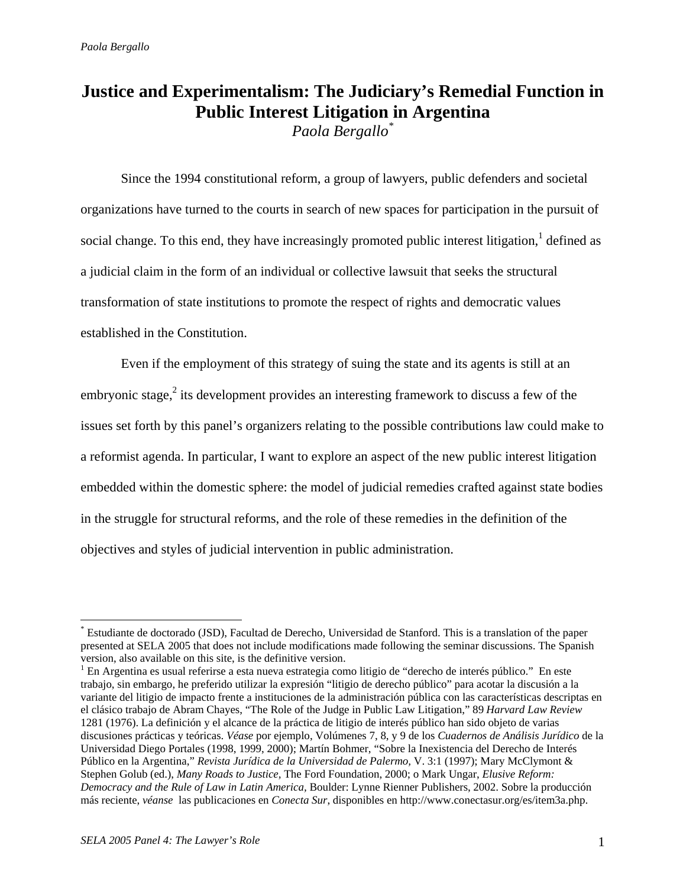# Justice and Experimentalism: The Judiciary's Remedial Function in Public Interest Litigation in Argentina

*Paola Bergallo*[*]

Since the 1994 constitutional reform, a group of lawyers, public defenders and societal organizations have turned to the courts in search of new spaces for participation in the pursuit of social change. To this end, they have increasingly promoted public interest litigation,[1] defined as a judicial claim in the form of an individual or collective lawsuit that seeks the structural transformation of state institutions to promote the respect of rights and democratic values established in the Constitution.

Even if the employment of this strategy of suing the state and its agents is still at an embryonic stage,[2] its development provides an interesting framework to discuss a few of the issues set forth by this panel's organizers relating to the possible contributions law could make to a reformist agenda. In particular, I want to explore an aspect of the new public interest litigation embedded within the domestic sphere: the model of judicial remedies crafted against state bodies in the struggle for structural reforms, and the role of these remedies in the definition of the objectives and styles of judicial intervention in public administration.

---

[*] Estudiante de doctorado (JSD), Facultad de Derecho, Universidad de Stanford. This is a translation of the paper presented at SELA 2005 that does not include modifications made following the seminar discussions. The Spanish version, also available on this site, is the definitive version.

[1] En Argentina es usual referirse a esta nueva estrategia como litigio de "derecho de interés público." En este trabajo, sin embargo, he preferido utilizar la expresión "litigio de derecho público" para acotar la discusión a la variante del litigio de impacto frente a instituciones de la administración pública con las características descriptas en el clásico trabajo de Abram Chayes, "The Role of the Judge in Public Law Litigation," 89 *Harvard Law Review* 1281 (1976). La definición y el alcance de la práctica de litigio de interés público han sido objeto de varias discusiones prácticas y teóricas. *Véase* por ejemplo, Volúmenes 7, 8, y 9 de los *Cuadernos de Análisis Jurídico* de la Universidad Diego Portales (1998, 1999, 2000); Martín Bohmer, "Sobre la Inexistencia del Derecho de Interés Público en la Argentina," *Revista Jurídica de la Universidad de Palermo,* V. 3:1 (1997); Mary McClymont & Stephen Golub (ed.), *Many Roads to Justice*, The Ford Foundation, 2000; o Mark Ungar, *Elusive Reform: Democracy and the Rule of Law in Latin America,* Boulder: Lynne Rienner Publishers, 2002. Sobre la producción más reciente, *véanse* las publicaciones en *Conecta Sur*, disponibles en http://www.conectasur.org/es/item3a.php.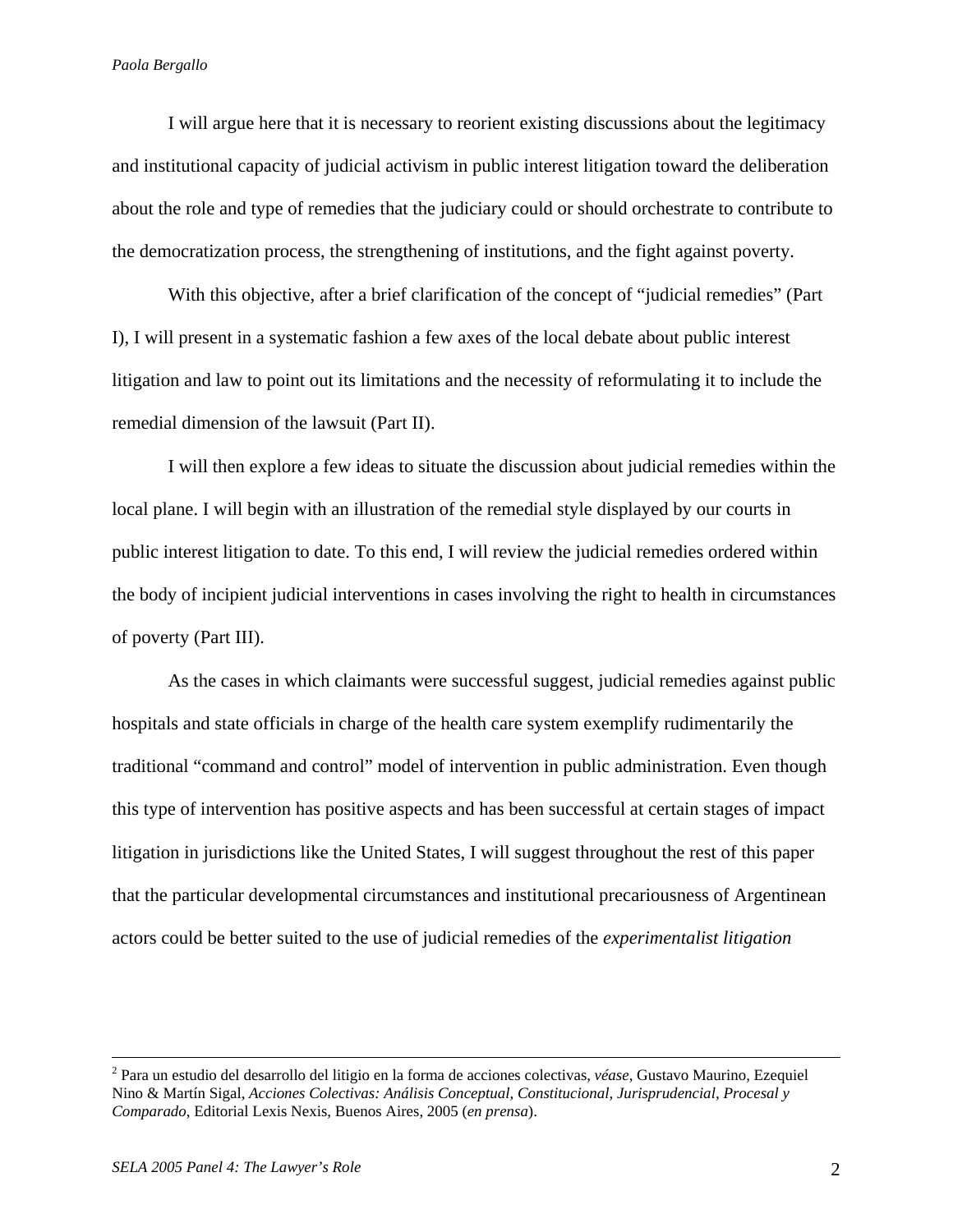I will argue here that it is necessary to reorient existing discussions about the legitimacy and institutional capacity of judicial activism in public interest litigation toward the deliberation about the role and type of remedies that the judiciary could or should orchestrate to contribute to the democratization process, the strengthening of institutions, and the fight against poverty.

With this objective, after a brief clarification of the concept of "judicial remedies" (Part I), I will present in a systematic fashion a few axes of the local debate about public interest litigation and law to point out its limitations and the necessity of reformulating it to include the remedial dimension of the lawsuit (Part II).

I will then explore a few ideas to situate the discussion about judicial remedies within the local plane. I will begin with an illustration of the remedial style displayed by our courts in public interest litigation to date. To this end, I will review the judicial remedies ordered within the body of incipient judicial interventions in cases involving the right to health in circumstances of poverty (Part III).

As the cases in which claimants were successful suggest, judicial remedies against public hospitals and state officials in charge of the health care system exemplify rudimentarily the traditional "command and control" model of intervention in public administration. Even though this type of intervention has positive aspects and has been successful at certain stages of impact litigation in jurisdictions like the United States, I will suggest throughout the rest of this paper that the particular developmental circumstances and institutional precariousness of Argentinean actors could be better suited to the use of judicial remedies of the *experimentalist litigation*

---

[2] Para un estudio del desarrollo del litigio en la forma de acciones colectivas, *véase*, Gustavo Maurino, Ezequiel Nino & Martín Sigal, *Acciones Colectivas: Análisis Conceptual, Constitucional, Jurisprudencial, Procesal y Comparado*, Editorial Lexis Nexis, Buenos Aires, 2005 (*en prensa*).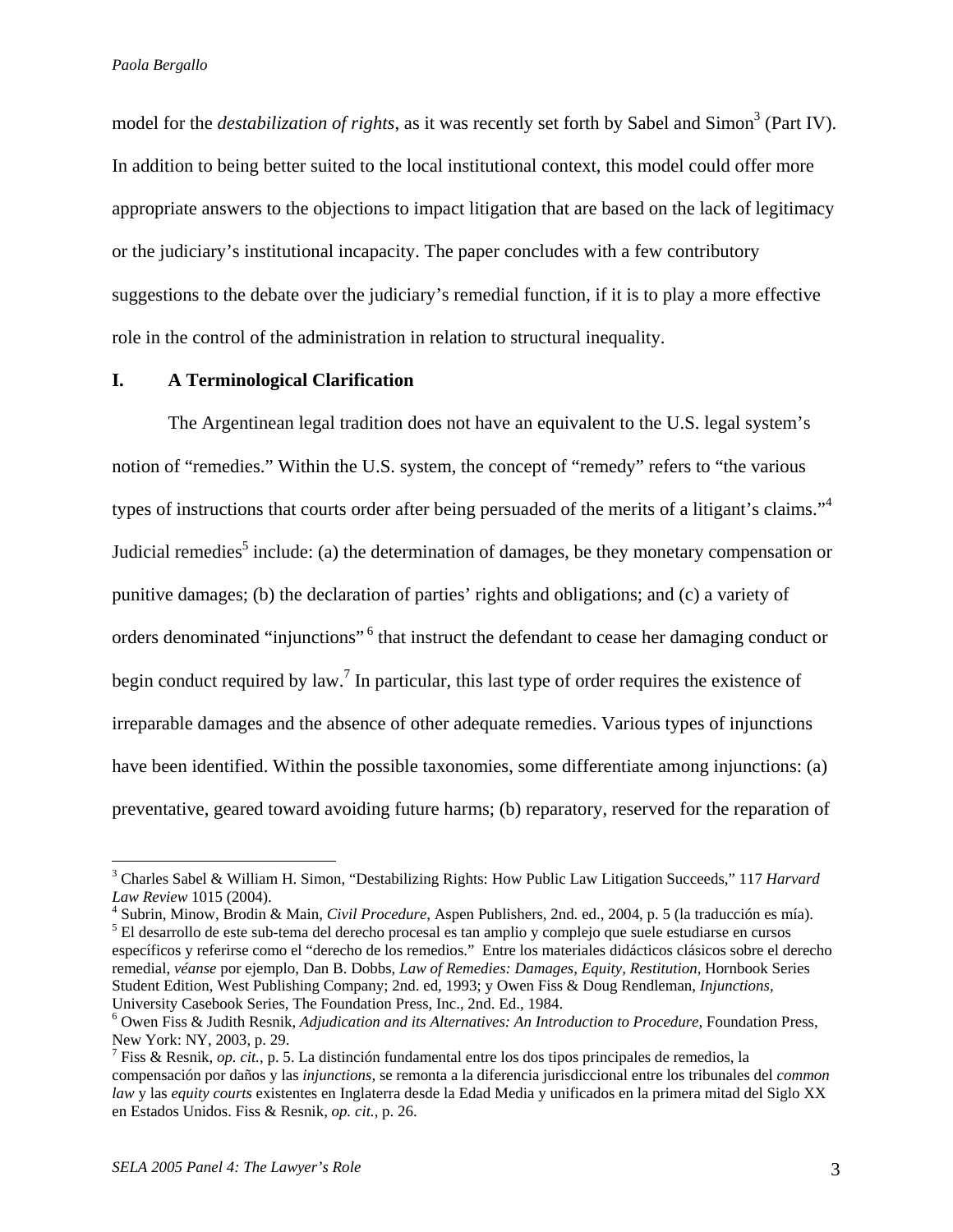model for the *destabilization of rights*, as it was recently set forth by Sabel and Simon[3] (Part IV). In addition to being better suited to the local institutional context, this model could offer more appropriate answers to the objections to impact litigation that are based on the lack of legitimacy or the judiciary's institutional incapacity. The paper concludes with a few contributory suggestions to the debate over the judiciary's remedial function, if it is to play a more effective role in the control of the administration in relation to structural inequality.

## I. A Terminological Clarification

The Argentinean legal tradition does not have an equivalent to the U.S. legal system's notion of "remedies." Within the U.S. system, the concept of "remedy" refers to "the various types of instructions that courts order after being persuaded of the merits of a litigant's claims."[4] Judicial remedies[5] include: (a) the determination of damages, be they monetary compensation or punitive damages; (b) the declaration of parties' rights and obligations; and (c) a variety of orders denominated "injunctions"[6] that instruct the defendant to cease her damaging conduct or begin conduct required by law.[7] In particular, this last type of order requires the existence of irreparable damages and the absence of other adequate remedies. Various types of injunctions have been identified. Within the possible taxonomies, some differentiate among injunctions: (a) preventative, geared toward avoiding future harms; (b) reparatory, reserved for the reparation of

---

[3] Charles Sabel & William H. Simon, "Destabilizing Rights: How Public Law Litigation Succeeds," 117 *Harvard Law Review* 1015 (2004).

[4] Subrin, Minow, Brodin & Main, *Civil Procedure*, Aspen Publishers, 2nd. ed., 2004, p. 5 (la traducción es mía).

[5] El desarrollo de este sub-tema del derecho procesal es tan amplio y complejo que suele estudiarse en cursos específicos y referirse como el "derecho de los remedios." Entre los materiales didácticos clásicos sobre el derecho remedial, *véanse* por ejemplo, Dan B. Dobbs, *Law of Remedies: Damages, Equity, Restitution*, Hornbook Series Student Edition, West Publishing Company; 2nd. ed, 1993; y Owen Fiss & Doug Rendleman, *Injunctions*, University Casebook Series, The Foundation Press, Inc., 2nd. Ed., 1984.

[6] Owen Fiss & Judith Resnik, *Adjudication and its Alternatives: An Introduction to Procedure*, Foundation Press, New York: NY, 2003, p. 29.

[7] Fiss & Resnik, *op. cit.*, p. 5. La distinción fundamental entre los dos tipos principales de remedios, la compensación por daños y las *injunctions*, se remonta a la diferencia jurisdiccional entre los tribunales del *common law* y las *equity courts* existentes en Inglaterra desde la Edad Media y unificados en la primera mitad del Siglo XX en Estados Unidos. Fiss & Resnik, *op. cit.*, p. 26.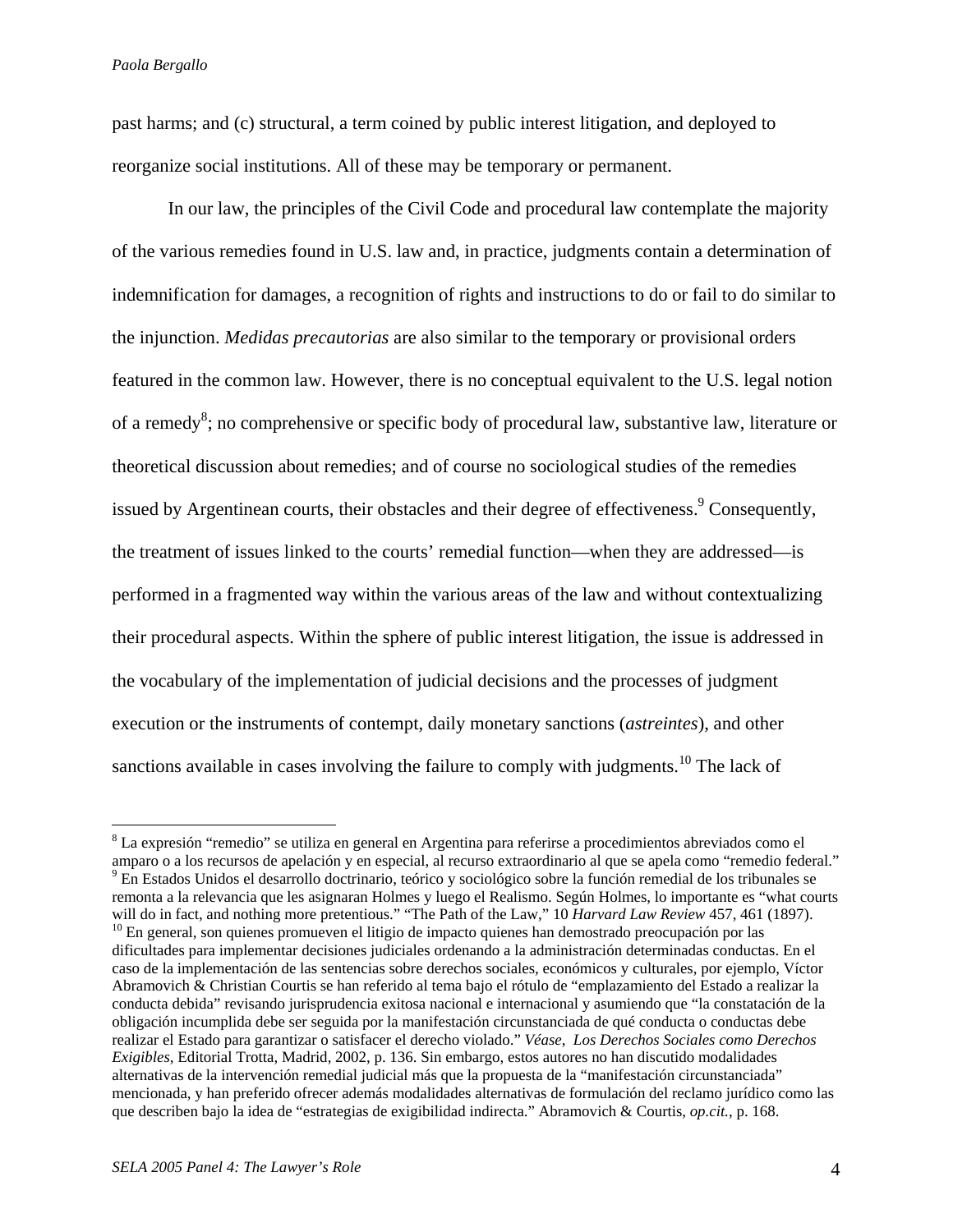past harms; and (c) structural, a term coined by public interest litigation, and deployed to reorganize social institutions. All of these may be temporary or permanent.

In our law, the principles of the Civil Code and procedural law contemplate the majority of the various remedies found in U.S. law and, in practice, judgments contain a determination of indemnification for damages, a recognition of rights and instructions to do or fail to do similar to the injunction. *Medidas precautorias* are also similar to the temporary or provisional orders featured in the common law. However, there is no conceptual equivalent to the U.S. legal notion of a remedy[8]; no comprehensive or specific body of procedural law, substantive law, literature or theoretical discussion about remedies; and of course no sociological studies of the remedies issued by Argentinean courts, their obstacles and their degree of effectiveness.[9] Consequently, the treatment of issues linked to the courts' remedial function—when they are addressed—is performed in a fragmented way within the various areas of the law and without contextualizing their procedural aspects. Within the sphere of public interest litigation, the issue is addressed in the vocabulary of the implementation of judicial decisions and the processes of judgment execution or the instruments of contempt, daily monetary sanctions (*astreintes*), and other sanctions available in cases involving the failure to comply with judgments.[10] The lack of

---

[8] La expresión "remedio" se utiliza en general en Argentina para referirse a procedimientos abreviados como el amparo o a los recursos de apelación y en especial, al recurso extraordinario al que se apela como "remedio federal."

[9] En Estados Unidos el desarrollo doctrinario, teórico y sociológico sobre la función remedial de los tribunales se remonta a la relevancia que les asignaran Holmes y luego el Realismo. Según Holmes, lo importante es "what courts will do in fact, and nothing more pretentious." "The Path of the Law," 10 *Harvard Law Review* 457, 461 (1897).

[10] En general, son quienes promueven el litigio de impacto quienes han demostrado preocupación por las dificultades para implementar decisiones judiciales ordenando a la administración determinadas conductas. En el caso de la implementación de las sentencias sobre derechos sociales, económicos y culturales, por ejemplo, Víctor Abramovich & Christian Courtis se han referido al tema bajo el rótulo de "emplazamiento del Estado a realizar la conducta debida" revisando jurisprudencia exitosa nacional e internacional y asumiendo que "la constatación de la obligación incumplida debe ser seguida por la manifestación circunstanciada de qué conducta o conductas debe realizar el Estado para garantizar o satisfacer el derecho violado." *Véase*, *Los Derechos Sociales como Derechos Exigibles*, Editorial Trotta, Madrid, 2002, p. 136. Sin embargo, estos autores no han discutido modalidades alternativas de la intervención remedial judicial más que la propuesta de la "manifestación circunstanciada" mencionada, y han preferido ofrecer además modalidades alternativas de formulación del reclamo jurídico como las que describen bajo la idea de "estrategias de exigibilidad indirecta." Abramovich & Courtis, *op.cit.*, p. 168.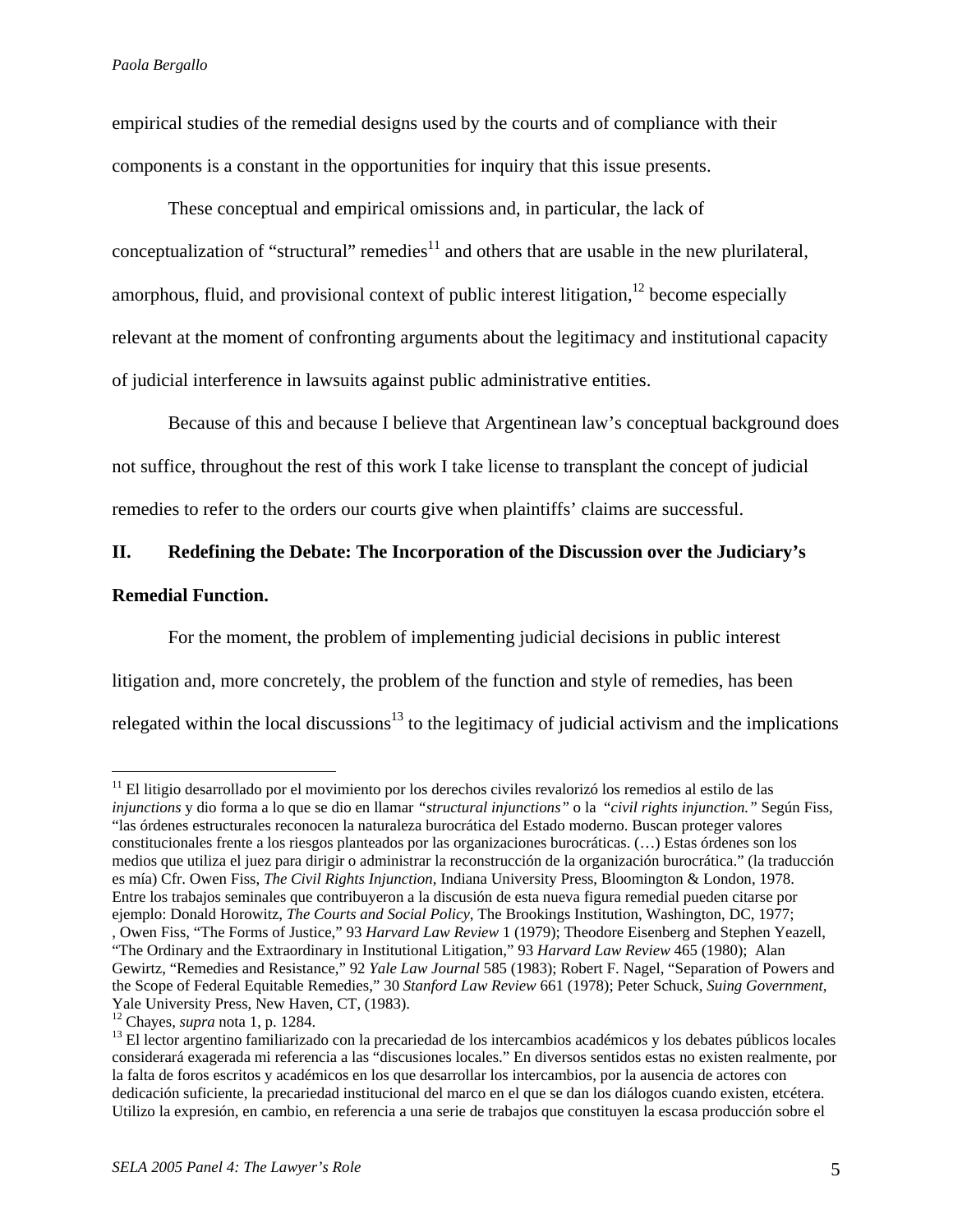empirical studies of the remedial designs used by the courts and of compliance with their components is a constant in the opportunities for inquiry that this issue presents.

These conceptual and empirical omissions and, in particular, the lack of conceptualization of "structural" remedies[11] and others that are usable in the new plurilateral, amorphous, fluid, and provisional context of public interest litigation,[12] become especially relevant at the moment of confronting arguments about the legitimacy and institutional capacity of judicial interference in lawsuits against public administrative entities.

Because of this and because I believe that Argentinean law's conceptual background does not suffice, throughout the rest of this work I take license to transplant the concept of judicial remedies to refer to the orders our courts give when plaintiffs' claims are successful.

## II. Redefining the Debate: The Incorporation of the Discussion over the Judiciary's Remedial Function.

For the moment, the problem of implementing judicial decisions in public interest litigation and, more concretely, the problem of the function and style of remedies, has been relegated within the local discussions[13] to the legitimacy of judicial activism and the implications

---

[11] El litigio desarrollado por el movimiento por los derechos civiles revalorizó los remedios al estilo de las *injunctions* y dio forma a lo que se dio en llamar *"structural injunctions"* o la *"civil rights injunction."* Según Fiss, "las órdenes estructurales reconocen la naturaleza burocrática del Estado moderno. Buscan proteger valores constitucionales frente a los riesgos planteados por las organizaciones burocráticas. (…) Estas órdenes son los medios que utiliza el juez para dirigir o administrar la reconstrucción de la organización burocrática." (la traducción es mía) Cfr. Owen Fiss, *The Civil Rights Injunction*, Indiana University Press, Bloomington & London, 1978. Entre los trabajos seminales que contribuyeron a la discusión de esta nueva figura remedial pueden citarse por ejemplo: Donald Horowitz, *The Courts and Social Policy*, The Brookings Institution, Washington, DC, 1977; , Owen Fiss, "The Forms of Justice," 93 *Harvard Law Review* 1 (1979); Theodore Eisenberg and Stephen Yeazell, "The Ordinary and the Extraordinary in Institutional Litigation," 93 *Harvard Law Review* 465 (1980); Alan Gewirtz, "Remedies and Resistance," 92 *Yale Law Journal* 585 (1983); Robert F. Nagel, "Separation of Powers and the Scope of Federal Equitable Remedies," 30 *Stanford Law Review* 661 (1978); Peter Schuck, *Suing Government*, Yale University Press, New Haven, CT, (1983).

[12] Chayes, *supra* nota 1, p. 1284.

[13] El lector argentino familiarizado con la precariedad de los intercambios académicos y los debates públicos locales considerará exagerada mi referencia a las "discusiones locales." En diversos sentidos estas no existen realmente, por la falta de foros escritos y académicos en los que desarrollar los intercambios, por la ausencia de actores con dedicación suficiente, la precariedad institucional del marco en el que se dan los diálogos cuando existen, etcétera. Utilizo la expresión, en cambio, en referencia a una serie de trabajos que constituyen la escasa producción sobre el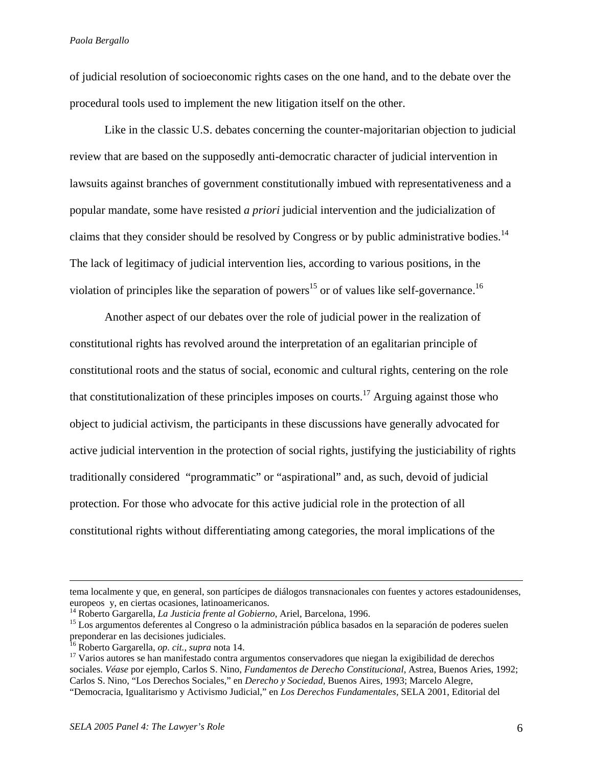of judicial resolution of socioeconomic rights cases on the one hand, and to the debate over the procedural tools used to implement the new litigation itself on the other.

Like in the classic U.S. debates concerning the counter-majoritarian objection to judicial review that are based on the supposedly anti-democratic character of judicial intervention in lawsuits against branches of government constitutionally imbued with representativeness and a popular mandate, some have resisted *a priori* judicial intervention and the judicialization of claims that they consider should be resolved by Congress or by public administrative bodies.[14] The lack of legitimacy of judicial intervention lies, according to various positions, in the violation of principles like the separation of powers[15] or of values like self-governance.[16]

Another aspect of our debates over the role of judicial power in the realization of constitutional rights has revolved around the interpretation of an egalitarian principle of constitutional roots and the status of social, economic and cultural rights, centering on the role that constitutionalization of these principles imposes on courts.[17] Arguing against those who object to judicial activism, the participants in these discussions have generally advocated for active judicial intervention in the protection of social rights, justifying the justiciability of rights traditionally considered "programmatic" or "aspirational" and, as such, devoid of judicial protection. For those who advocate for this active judicial role in the protection of all constitutional rights without differentiating among categories, the moral implications of the

---

tema localmente y que, en general, son partícipes de diálogos transnacionales con fuentes y actores estadounidenses, europeos y, en ciertas ocasiones, latinoamericanos.

[14] Roberto Gargarella, *La Justicia frente al Gobierno*, Ariel, Barcelona, 1996.

[15] Los argumentos deferentes al Congreso o la administración pública basados en la separación de poderes suelen preponderar en las decisiones judiciales.

[16] Roberto Gargarella, *op. cit.*, *supra* nota 14.

[17] Varios autores se han manifestado contra argumentos conservadores que niegan la exigibilidad de derechos sociales. *Véase* por ejemplo, Carlos S. Nino, *Fundamentos de Derecho Constitucional*, Astrea, Buenos Aries, 1992; Carlos S. Nino, "Los Derechos Sociales," en *Derecho y Sociedad*, Buenos Aires, 1993; Marcelo Alegre, "Democracia, Igualitarismo y Activismo Judicial," en *Los Derechos Fundamentales*, SELA 2001, Editorial del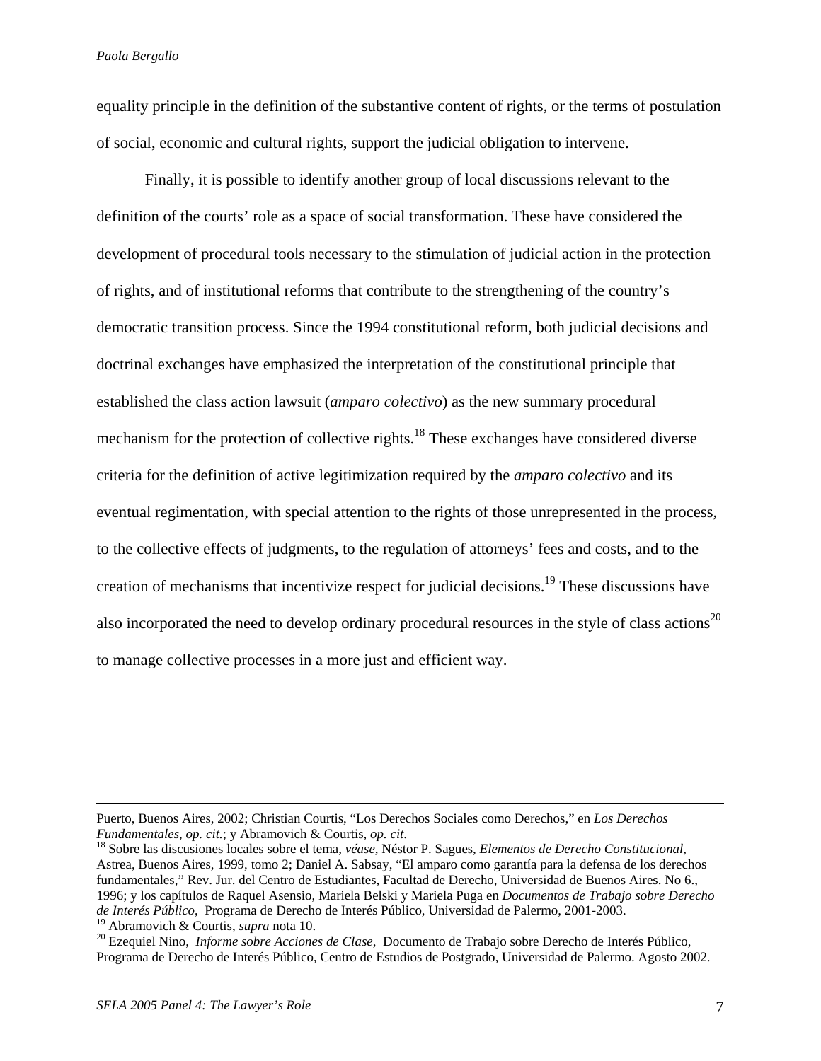equality principle in the definition of the substantive content of rights, or the terms of postulation of social, economic and cultural rights, support the judicial obligation to intervene.

Finally, it is possible to identify another group of local discussions relevant to the definition of the courts' role as a space of social transformation. These have considered the development of procedural tools necessary to the stimulation of judicial action in the protection of rights, and of institutional reforms that contribute to the strengthening of the country's democratic transition process. Since the 1994 constitutional reform, both judicial decisions and doctrinal exchanges have emphasized the interpretation of the constitutional principle that established the class action lawsuit (*amparo colectivo*) as the new summary procedural mechanism for the protection of collective rights.[18] These exchanges have considered diverse criteria for the definition of active legitimization required by the *amparo colectivo* and its eventual regimentation, with special attention to the rights of those unrepresented in the process, to the collective effects of judgments, to the regulation of attorneys' fees and costs, and to the creation of mechanisms that incentivize respect for judicial decisions.[19] These discussions have also incorporated the need to develop ordinary procedural resources in the style of class actions[20] to manage collective processes in a more just and efficient way.

---

Puerto, Buenos Aires, 2002; Christian Courtis, "Los Derechos Sociales como Derechos," en *Los Derechos Fundamentales*, *op. cit.*; y Abramovich & Courtis, *op. cit*.

[18] Sobre las discusiones locales sobre el tema, *véase*, Néstor P. Sagues, *Elementos de Derecho Constitucional*, Astrea, Buenos Aires, 1999, tomo 2; Daniel A. Sabsay, "El amparo como garantía para la defensa de los derechos fundamentales," Rev. Jur. del Centro de Estudiantes, Facultad de Derecho, Universidad de Buenos Aires. No 6., 1996; y los capítulos de Raquel Asensio, Mariela Belski y Mariela Puga en *Documentos de Trabajo sobre Derecho de Interés Público*, Programa de Derecho de Interés Público, Universidad de Palermo, 2001-2003.

[19] Abramovich & Courtis, *supra* nota 10.

[20] Ezequiel Nino, *Informe sobre Acciones de Clase*, Documento de Trabajo sobre Derecho de Interés Público, Programa de Derecho de Interés Público, Centro de Estudios de Postgrado, Universidad de Palermo. Agosto 2002.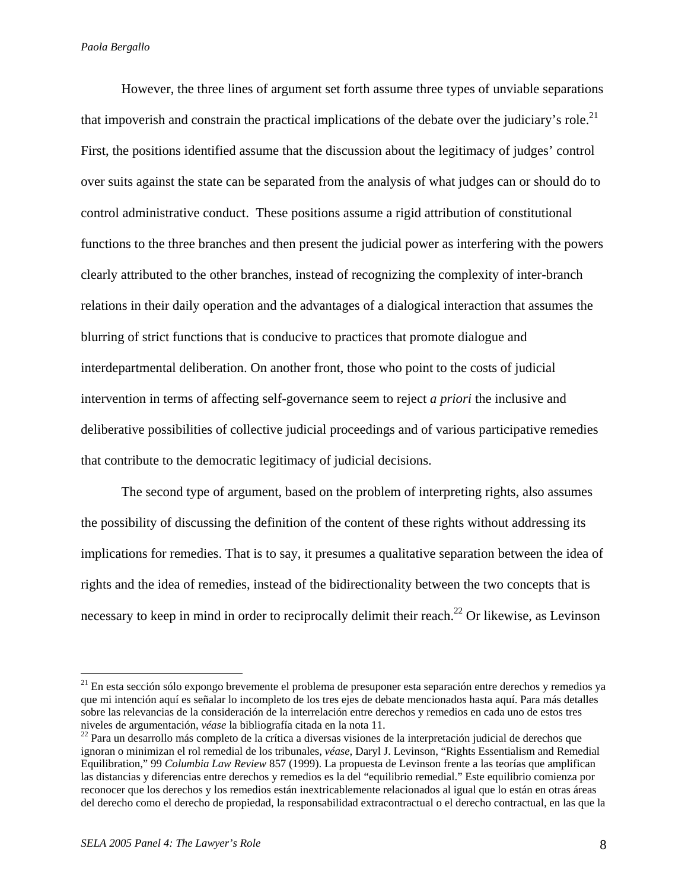However, the three lines of argument set forth assume three types of unviable separations that impoverish and constrain the practical implications of the debate over the judiciary's role.[21] First, the positions identified assume that the discussion about the legitimacy of judges' control over suits against the state can be separated from the analysis of what judges can or should do to control administrative conduct. These positions assume a rigid attribution of constitutional functions to the three branches and then present the judicial power as interfering with the powers clearly attributed to the other branches, instead of recognizing the complexity of inter-branch relations in their daily operation and the advantages of a dialogical interaction that assumes the blurring of strict functions that is conducive to practices that promote dialogue and interdepartmental deliberation. On another front, those who point to the costs of judicial intervention in terms of affecting self-governance seem to reject *a priori* the inclusive and deliberative possibilities of collective judicial proceedings and of various participative remedies that contribute to the democratic legitimacy of judicial decisions.

The second type of argument, based on the problem of interpreting rights, also assumes the possibility of discussing the definition of the content of these rights without addressing its implications for remedies. That is to say, it presumes a qualitative separation between the idea of rights and the idea of remedies, instead of the bidirectionality between the two concepts that is necessary to keep in mind in order to reciprocally delimit their reach.[22] Or likewise, as Levinson

---

[21] En esta sección sólo expongo brevemente el problema de presuponer esta separación entre derechos y remedios ya que mi intención aquí es señalar lo incompleto de los tres ejes de debate mencionados hasta aquí. Para más detalles sobre las relevancias de la consideración de la interrelación entre derechos y remedios en cada uno de estos tres niveles de argumentación, *véase* la bibliografía citada en la nota 11.

[22] Para un desarrollo más completo de la crítica a diversas visiones de la interpretación judicial de derechos que ignoran o minimizan el rol remedial de los tribunales, *véase*, Daryl J. Levinson, "Rights Essentialism and Remedial Equilibration," 99 *Columbia Law Review* 857 (1999). La propuesta de Levinson frente a las teorías que amplifican las distancias y diferencias entre derechos y remedios es la del "equilibrio remedial." Este equilibrio comienza por reconocer que los derechos y los remedios están inextricablemente relacionados al igual que lo están en otras áreas del derecho como el derecho de propiedad, la responsabilidad extracontractual o el derecho contractual, en las que la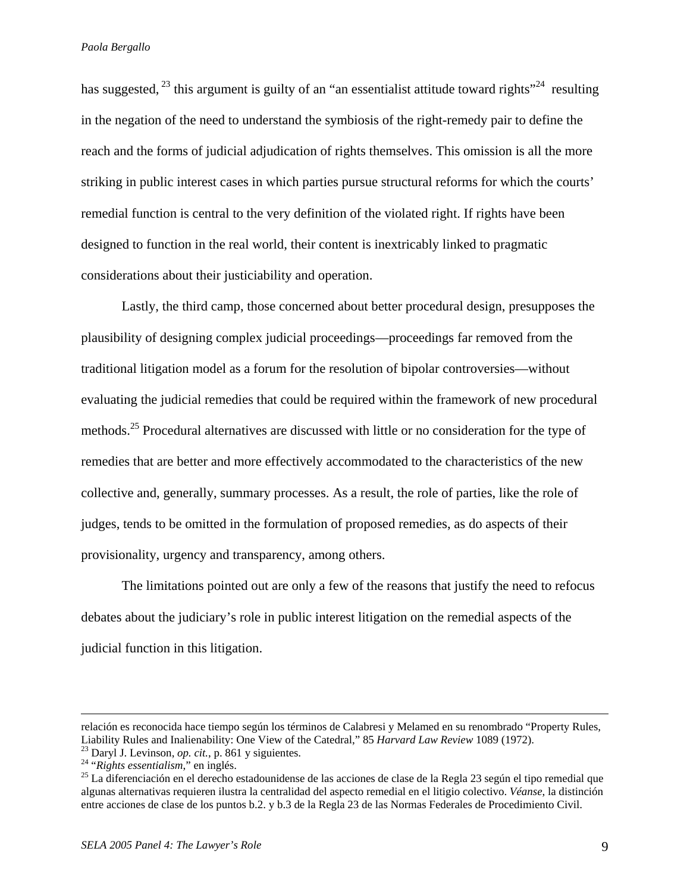has suggested,[23] this argument is guilty of an "an essentialist attitude toward rights"[24] resulting in the negation of the need to understand the symbiosis of the right-remedy pair to define the reach and the forms of judicial adjudication of rights themselves. This omission is all the more striking in public interest cases in which parties pursue structural reforms for which the courts' remedial function is central to the very definition of the violated right. If rights have been designed to function in the real world, their content is inextricably linked to pragmatic considerations about their justiciability and operation.

Lastly, the third camp, those concerned about better procedural design, presupposes the plausibility of designing complex judicial proceedings—proceedings far removed from the traditional litigation model as a forum for the resolution of bipolar controversies—without evaluating the judicial remedies that could be required within the framework of new procedural methods.[25] Procedural alternatives are discussed with little or no consideration for the type of remedies that are better and more effectively accommodated to the characteristics of the new collective and, generally, summary processes. As a result, the role of parties, like the role of judges, tends to be omitted in the formulation of proposed remedies, as do aspects of their provisionality, urgency and transparency, among others.

The limitations pointed out are only a few of the reasons that justify the need to refocus debates about the judiciary's role in public interest litigation on the remedial aspects of the judicial function in this litigation.

---

relación es reconocida hace tiempo según los términos de Calabresi y Melamed en su renombrado "Property Rules, Liability Rules and Inalienability: One View of the Catedral," 85 *Harvard Law Review* 1089 (1972).

[23] Daryl J. Levinson, *op. cit.*, p. 861 y siguientes.

[24] "*Rights essentialism*," en inglés.

[25] La diferenciación en el derecho estadounidense de las acciones de clase de la Regla 23 según el tipo remedial que algunas alternativas requieren ilustra la centralidad del aspecto remedial en el litigio colectivo. *Véanse*, la distinción entre acciones de clase de los puntos b.2. y b.3 de la Regla 23 de las Normas Federales de Procedimiento Civil.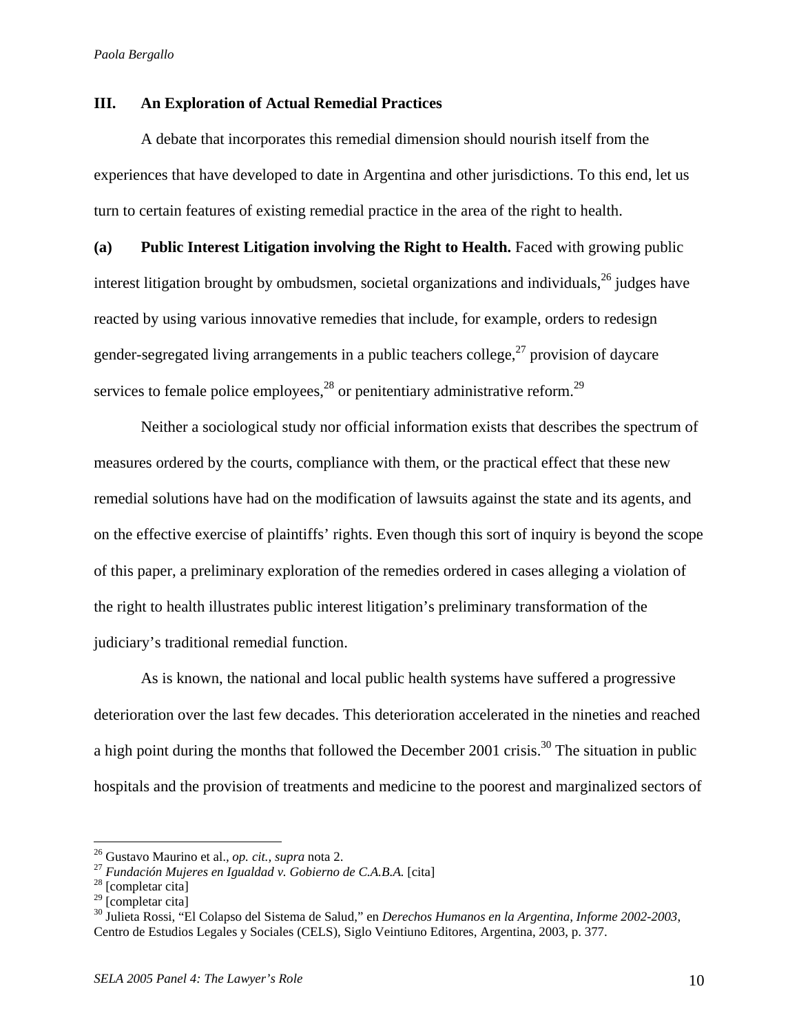## III. An Exploration of Actual Remedial Practices

A debate that incorporates this remedial dimension should nourish itself from the experiences that have developed to date in Argentina and other jurisdictions. To this end, let us turn to certain features of existing remedial practice in the area of the right to health.

**(a) Public Interest Litigation involving the Right to Health.** Faced with growing public interest litigation brought by ombudsmen, societal organizations and individuals,[26] judges have reacted by using various innovative remedies that include, for example, orders to redesign gender-segregated living arrangements in a public teachers college,[27] provision of daycare services to female police employees,[28] or penitentiary administrative reform.[29]

Neither a sociological study nor official information exists that describes the spectrum of measures ordered by the courts, compliance with them, or the practical effect that these new remedial solutions have had on the modification of lawsuits against the state and its agents, and on the effective exercise of plaintiffs' rights. Even though this sort of inquiry is beyond the scope of this paper, a preliminary exploration of the remedies ordered in cases alleging a violation of the right to health illustrates public interest litigation's preliminary transformation of the judiciary's traditional remedial function.

As is known, the national and local public health systems have suffered a progressive deterioration over the last few decades. This deterioration accelerated in the nineties and reached a high point during the months that followed the December 2001 crisis.[30] The situation in public hospitals and the provision of treatments and medicine to the poorest and marginalized sectors of

---

[26] Gustavo Maurino et al., *op. cit., supra* nota 2.
[27] *Fundación Mujeres en Igualdad v. Gobierno de C.A.B.A.* [cita]
[28] [completar cita]
[29] [completar cita]
[30] Julieta Rossi, "El Colapso del Sistema de Salud," en *Derechos Humanos en la Argentina, Informe 2002-2003*, Centro de Estudios Legales y Sociales (CELS), Siglo Veintiuno Editores, Argentina, 2003, p. 377.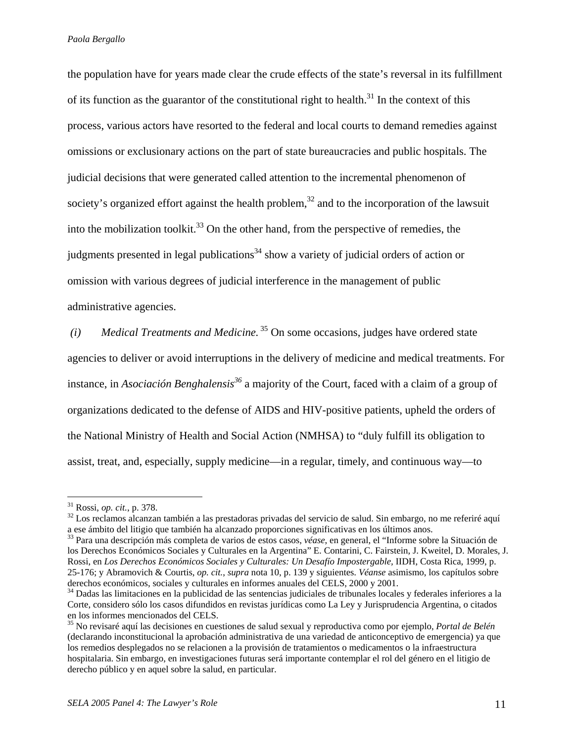the population have for years made clear the crude effects of the state's reversal in its fulfillment of its function as the guarantor of the constitutional right to health.[31] In the context of this process, various actors have resorted to the federal and local courts to demand remedies against omissions or exclusionary actions on the part of state bureaucracies and public hospitals. The judicial decisions that were generated called attention to the incremental phenomenon of society's organized effort against the health problem,[32] and to the incorporation of the lawsuit into the mobilization toolkit.[33] On the other hand, from the perspective of remedies, the judgments presented in legal publications[34] show a variety of judicial orders of action or omission with various degrees of judicial interference in the management of public administrative agencies.

*(i) Medical Treatments and Medicine.* [35] On some occasions, judges have ordered state agencies to deliver or avoid interruptions in the delivery of medicine and medical treatments. For instance, in *Asociación Benghalensis*[36] a majority of the Court, faced with a claim of a group of organizations dedicated to the defense of AIDS and HIV-positive patients, upheld the orders of the National Ministry of Health and Social Action (NMHSA) to "duly fulfill its obligation to assist, treat, and, especially, supply medicine—in a regular, timely, and continuous way—to

---

[31] Rossi, *op. cit.*, p. 378.

[32] Los reclamos alcanzan también a las prestadoras privadas del servicio de salud. Sin embargo, no me referiré aquí a ese ámbito del litigio que también ha alcanzado proporciones significativas en los últimos anos.

[33] Para una descripción más completa de varios de estos casos, *véase,* en general, el "Informe sobre la Situación de los Derechos Económicos Sociales y Culturales en la Argentina" E. Contarini, C. Fairstein, J. Kweitel, D. Morales, J. Rossi, en *Los Derechos Económicos Sociales y Culturales: Un Desafío Impostergable,* IIDH, Costa Rica, 1999, p. 25-176; y Abramovich & Courtis, *op. cit.*, *supra* nota 10, p. 139 y siguientes. *Véanse* asimismo, los capítulos sobre derechos económicos, sociales y culturales en informes anuales del CELS, 2000 y 2001.

[34] Dadas las limitaciones en la publicidad de las sentencias judiciales de tribunales locales y federales inferiores a la Corte, considero sólo los casos difundidos en revistas jurídicas como La Ley y Jurisprudencia Argentina, o citados en los informes mencionados del CELS.

[35] No revisaré aquí las decisiones en cuestiones de salud sexual y reproductiva como por ejemplo, *Portal de Belén* (declarando inconstitucional la aprobación administrativa de una variedad de anticonceptivo de emergencia) ya que los remedios desplegados no se relacionen a la provisión de tratamientos o medicamentos o la infraestructura hospitalaria. Sin embargo, en investigaciones futuras será importante contemplar el rol del género en el litigio de derecho público y en aquel sobre la salud, en particular.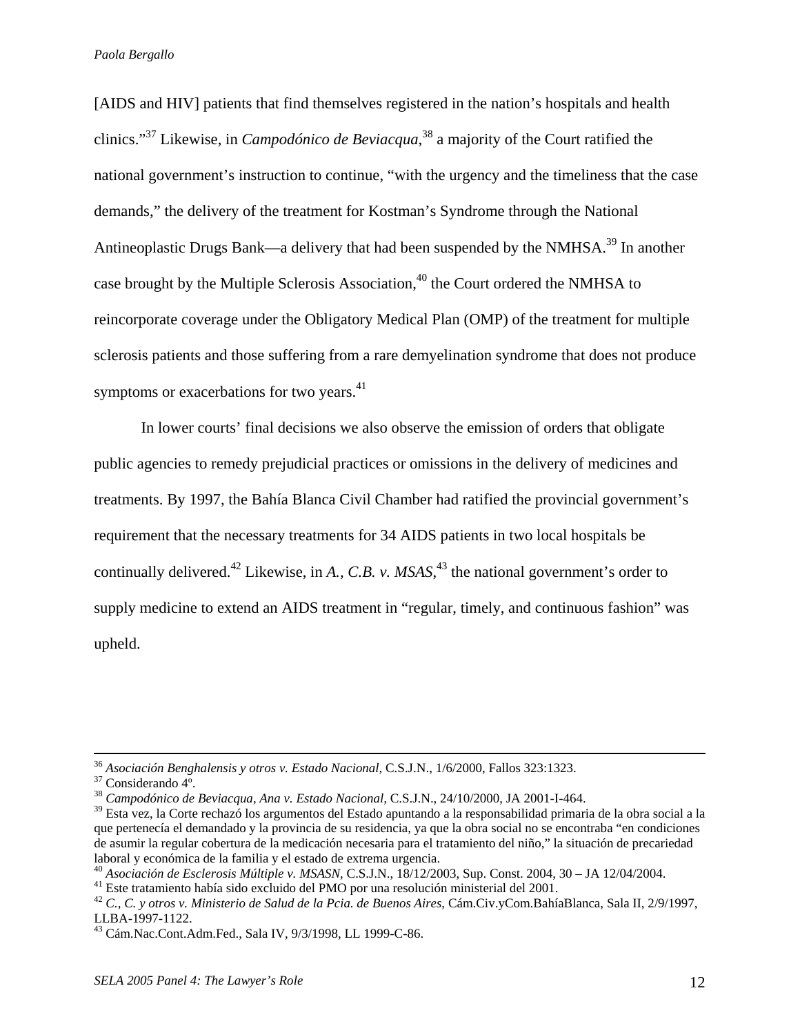[AIDS and HIV] patients that find themselves registered in the nation's hospitals and health clinics."[37] Likewise, in *Campodónico de Beviacqua*,[38] a majority of the Court ratified the national government's instruction to continue, "with the urgency and the timeliness that the case demands," the delivery of the treatment for Kostman's Syndrome through the National Antineoplastic Drugs Bank—a delivery that had been suspended by the NMHSA.[39] In another case brought by the Multiple Sclerosis Association,[40] the Court ordered the NMHSA to reincorporate coverage under the Obligatory Medical Plan (OMP) of the treatment for multiple sclerosis patients and those suffering from a rare demyelination syndrome that does not produce symptoms or exacerbations for two years.[41]

In lower courts' final decisions we also observe the emission of orders that obligate public agencies to remedy prejudicial practices or omissions in the delivery of medicines and treatments. By 1997, the Bahía Blanca Civil Chamber had ratified the provincial government's requirement that the necessary treatments for 34 AIDS patients in two local hospitals be continually delivered.[42] Likewise, in *A., C.B. v. MSAS*,[43] the national government's order to supply medicine to extend an AIDS treatment in "regular, timely, and continuous fashion" was upheld.

---

[36] *Asociación Benghalensis y otros v. Estado Nacional*, C.S.J.N., 1/6/2000, Fallos 323:1323.

[37] Considerando 4º.

[38] *Campodónico de Beviacqua, Ana v. Estado Nacional*, C.S.J.N., 24/10/2000, JA 2001-I-464.

[39] Esta vez, la Corte rechazó los argumentos del Estado apuntando a la responsabilidad primaria de la obra social a la que pertenecía el demandado y la provincia de su residencia, ya que la obra social no se encontraba "en condiciones de asumir la regular cobertura de la medicación necesaria para el tratamiento del niño," la situación de precariedad laboral y económica de la familia y el estado de extrema urgencia.

[40] *Asociación de Esclerosis Múltiple v. MSASN*, C.S.J.N., 18/12/2003, Sup. Const. 2004, 30 – JA 12/04/2004.

[41] Este tratamiento había sido excluido del PMO por una resolución ministerial del 2001.

[42] *C., C. y otros v. Ministerio de Salud de la Pcia. de Buenos Aires*, Cám.Civ.yCom.BahíaBlanca, Sala II, 2/9/1997, LLBA-1997-1122.

[43] Cám.Nac.Cont.Adm.Fed., Sala IV, 9/3/1998, LL 1999-C-86.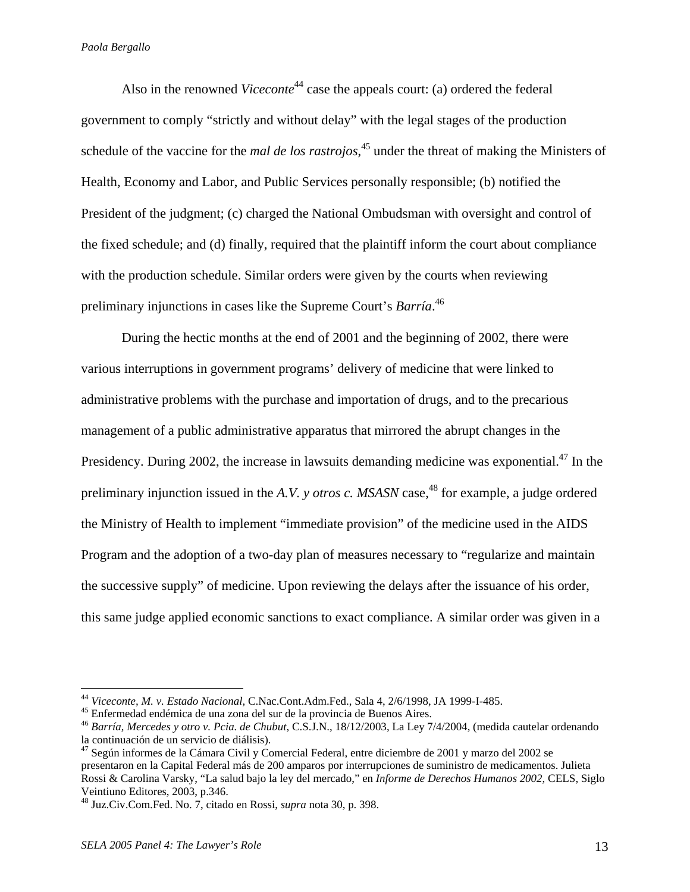Also in the renowned *Viceconte*[44] case the appeals court: (a) ordered the federal government to comply "strictly and without delay" with the legal stages of the production schedule of the vaccine for the *mal de los rastrojos*,[45] under the threat of making the Ministers of Health, Economy and Labor, and Public Services personally responsible; (b) notified the President of the judgment; (c) charged the National Ombudsman with oversight and control of the fixed schedule; and (d) finally, required that the plaintiff inform the court about compliance with the production schedule. Similar orders were given by the courts when reviewing preliminary injunctions in cases like the Supreme Court's *Barría*.[46]

During the hectic months at the end of 2001 and the beginning of 2002, there were various interruptions in government programs' delivery of medicine that were linked to administrative problems with the purchase and importation of drugs, and to the precarious management of a public administrative apparatus that mirrored the abrupt changes in the Presidency. During 2002, the increase in lawsuits demanding medicine was exponential.[47] In the preliminary injunction issued in the *A.V. y otros c. MSASN* case,[48] for example, a judge ordered the Ministry of Health to implement "immediate provision" of the medicine used in the AIDS Program and the adoption of a two-day plan of measures necessary to "regularize and maintain the successive supply" of medicine. Upon reviewing the delays after the issuance of his order, this same judge applied economic sanctions to exact compliance. A similar order was given in a

---

[44] *Viceconte, M. v. Estado Nacional*, C.Nac.Cont.Adm.Fed., Sala 4, 2/6/1998, JA 1999-I-485.

[45] Enfermedad endémica de una zona del sur de la provincia de Buenos Aires.

[46] *Barría, Mercedes y otro v. Pcia. de Chubut*, C.S.J.N., 18/12/2003, La Ley 7/4/2004, (medida cautelar ordenando la continuación de un servicio de diálisis).

[47] Según informes de la Cámara Civil y Comercial Federal, entre diciembre de 2001 y marzo del 2002 se presentaron en la Capital Federal más de 200 amparos por interrupciones de suministro de medicamentos. Julieta Rossi & Carolina Varsky, "La salud bajo la ley del mercado," en *Informe de Derechos Humanos 2002*, CELS, Siglo Veintiuno Editores, 2003, p.346.

[48] Juz.Civ.Com.Fed. No. 7, citado en Rossi, *supra* nota 30, p. 398.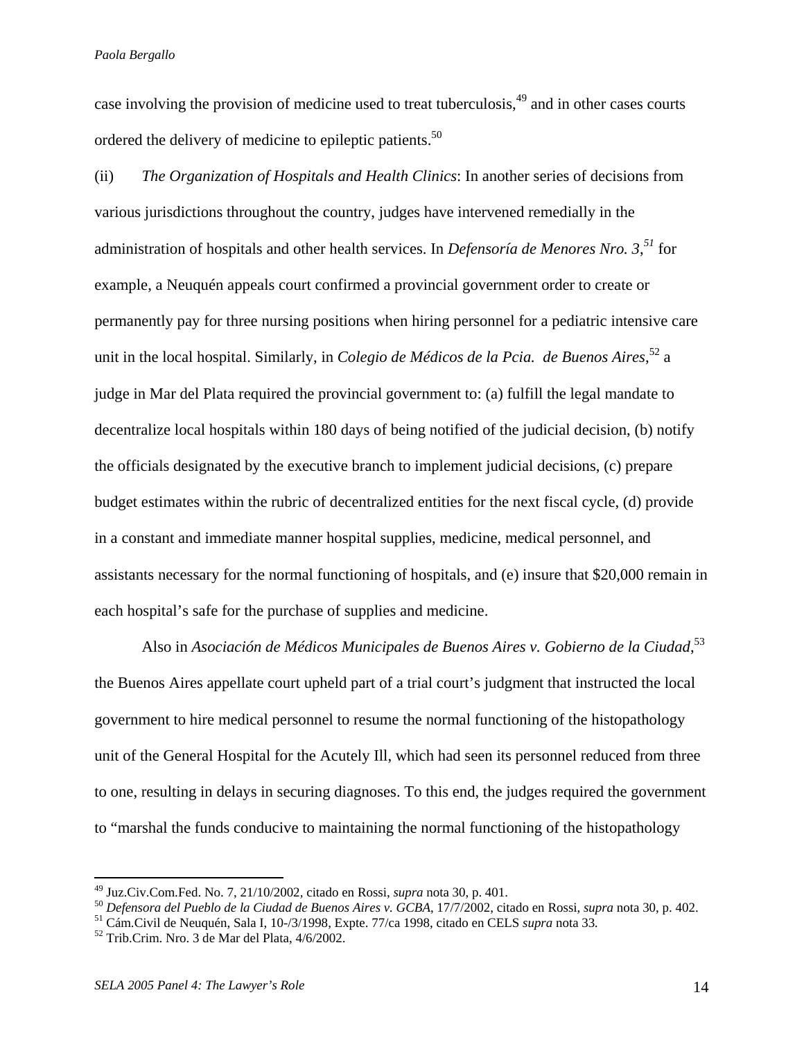case involving the provision of medicine used to treat tuberculosis,[49] and in other cases courts ordered the delivery of medicine to epileptic patients.[50]

(ii) *The Organization of Hospitals and Health Clinics*: In another series of decisions from various jurisdictions throughout the country, judges have intervened remedially in the administration of hospitals and other health services. In *Defensoría de Menores Nro. 3*,[51] for example, a Neuquén appeals court confirmed a provincial government order to create or permanently pay for three nursing positions when hiring personnel for a pediatric intensive care unit in the local hospital. Similarly, in *Colegio de Médicos de la Pcia. de Buenos Aires*,[52] a judge in Mar del Plata required the provincial government to: (a) fulfill the legal mandate to decentralize local hospitals within 180 days of being notified of the judicial decision, (b) notify the officials designated by the executive branch to implement judicial decisions, (c) prepare budget estimates within the rubric of decentralized entities for the next fiscal cycle, (d) provide in a constant and immediate manner hospital supplies, medicine, medical personnel, and assistants necessary for the normal functioning of hospitals, and (e) insure that $20,000 remain in each hospital's safe for the purchase of supplies and medicine.

Also in *Asociación de Médicos Municipales de Buenos Aires v. Gobierno de la Ciudad*,[53] the Buenos Aires appellate court upheld part of a trial court's judgment that instructed the local government to hire medical personnel to resume the normal functioning of the histopathology unit of the General Hospital for the Acutely Ill, which had seen its personnel reduced from three to one, resulting in delays in securing diagnoses. To this end, the judges required the government to "marshal the funds conducive to maintaining the normal functioning of the histopathology

---

[49] Juz.Civ.Com.Fed. No. 7, 21/10/2002, citado en Rossi, *supra* nota 30, p. 401.

[50] *Defensora del Pueblo de la Ciudad de Buenos Aires v. GCBA*, 17/7/2002, citado en Rossi, *supra* nota 30, p. 402.

[51] Cám.Civil de Neuquén, Sala I, 10-/3/1998, Expte. 77/ca 1998, citado en CELS *supra* nota 33.

[52] Trib.Crim. Nro. 3 de Mar del Plata, 4/6/2002.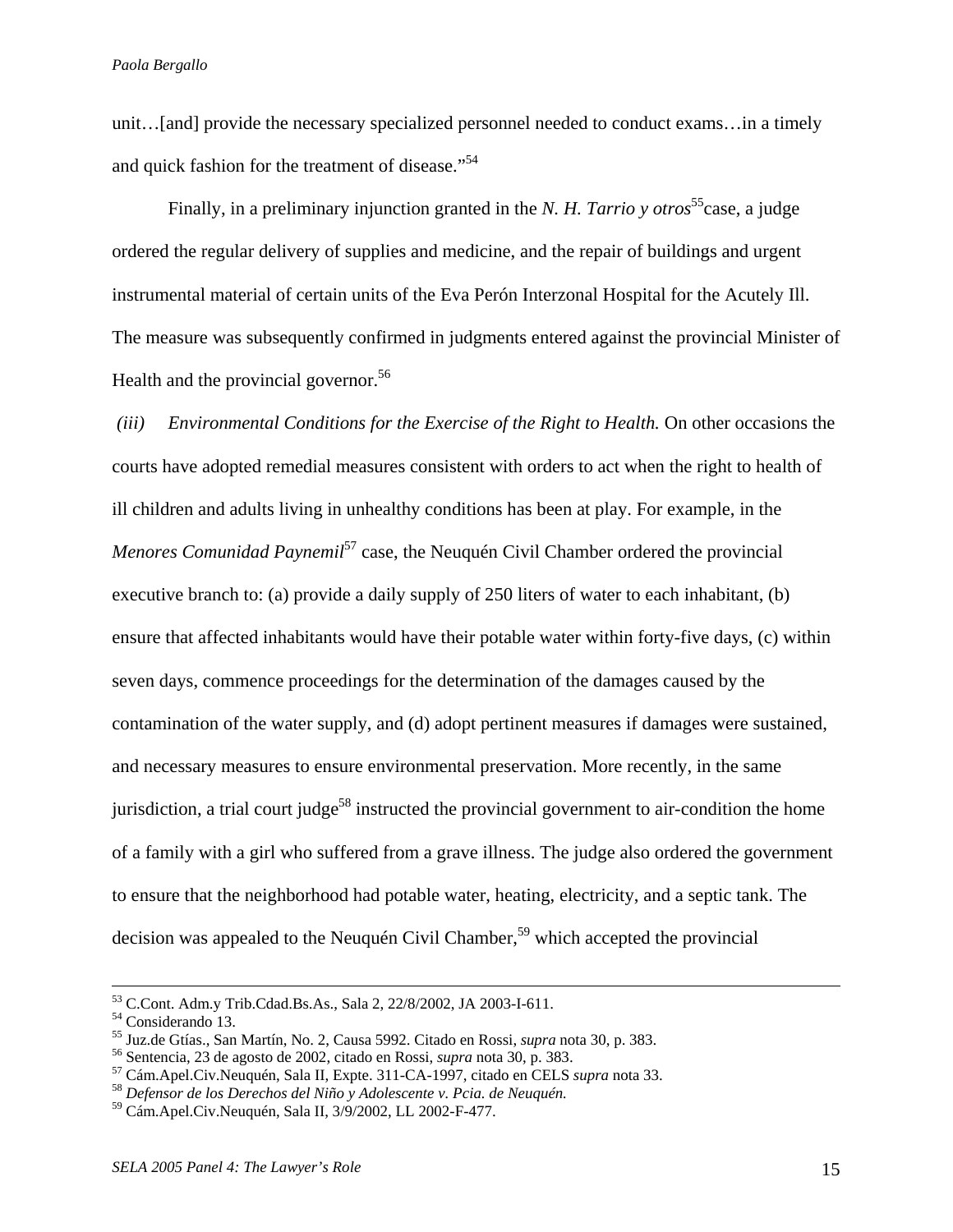unit…[and] provide the necessary specialized personnel needed to conduct exams…in a timely and quick fashion for the treatment of disease."[54]

Finally, in a preliminary injunction granted in the *N. H. Tarrio y otros*[55]case, a judge ordered the regular delivery of supplies and medicine, and the repair of buildings and urgent instrumental material of certain units of the Eva Perón Interzonal Hospital for the Acutely Ill. The measure was subsequently confirmed in judgments entered against the provincial Minister of Health and the provincial governor.[56]

*(iii) Environmental Conditions for the Exercise of the Right to Health.* On other occasions the courts have adopted remedial measures consistent with orders to act when the right to health of ill children and adults living in unhealthy conditions has been at play. For example, in the *Menores Comunidad Paynemil*[57] case, the Neuquén Civil Chamber ordered the provincial executive branch to: (a) provide a daily supply of 250 liters of water to each inhabitant, (b) ensure that affected inhabitants would have their potable water within forty-five days, (c) within seven days, commence proceedings for the determination of the damages caused by the contamination of the water supply, and (d) adopt pertinent measures if damages were sustained, and necessary measures to ensure environmental preservation. More recently, in the same jurisdiction, a trial court judge[58] instructed the provincial government to air-condition the home of a family with a girl who suffered from a grave illness. The judge also ordered the government to ensure that the neighborhood had potable water, heating, electricity, and a septic tank. The decision was appealed to the Neuquén Civil Chamber,[59] which accepted the provincial

---

[53] C.Cont. Adm.y Trib.Cdad.Bs.As., Sala 2, 22/8/2002, JA 2003-I-611.
[54] Considerando 13.
[55] Juz.de Gtías., San Martín, No. 2, Causa 5992. Citado en Rossi, *supra* nota 30, p. 383.
[56] Sentencia, 23 de agosto de 2002, citado en Rossi, *supra* nota 30, p. 383.
[57] Cám.Apel.Civ.Neuquén, Sala II, Expte. 311-CA-1997, citado en CELS *supra* nota 33.
[58] *Defensor de los Derechos del Niño y Adolescente v. Pcia. de Neuquén.*
[59] Cám.Apel.Civ.Neuquén, Sala II, 3/9/2002, LL 2002-F-477.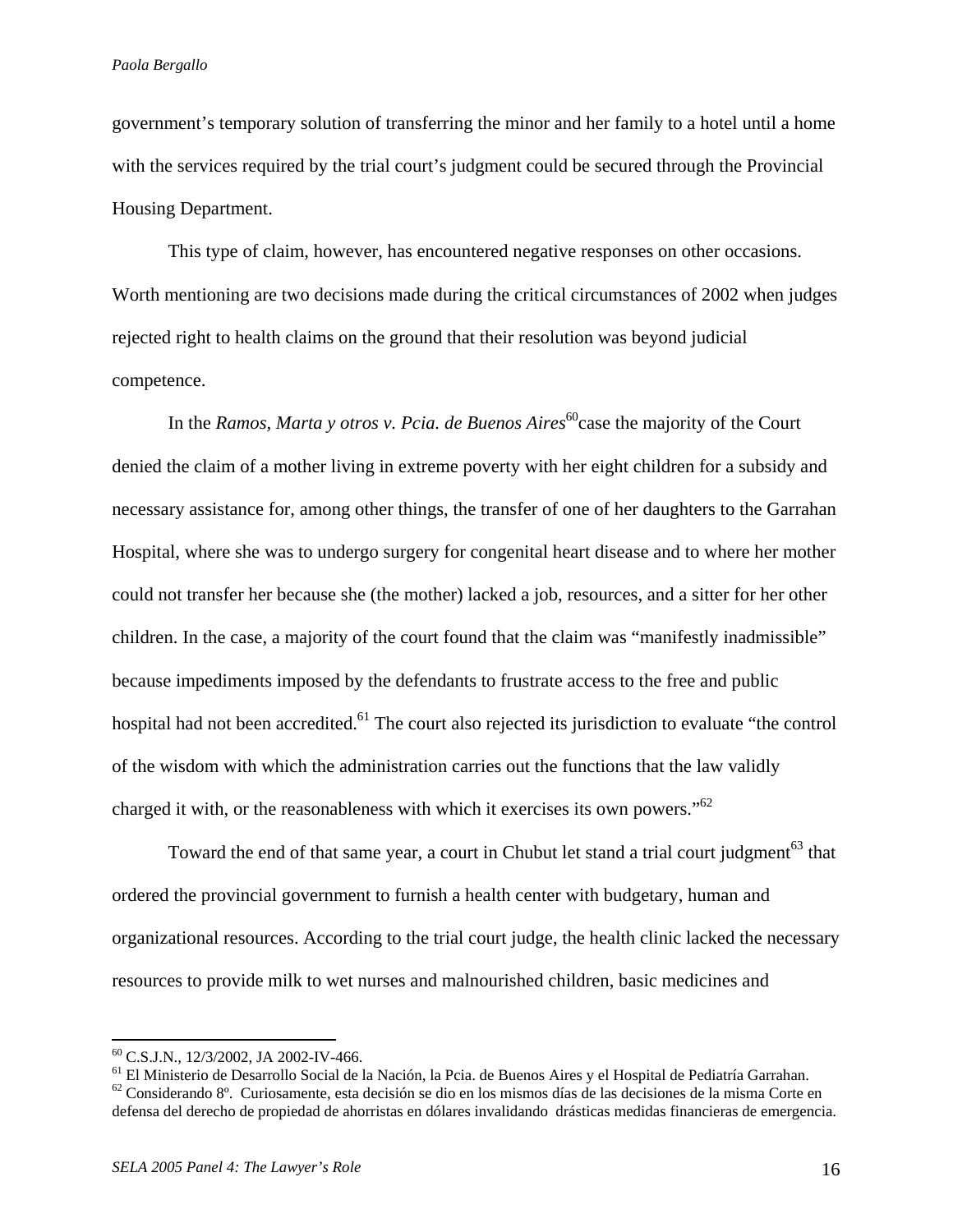government's temporary solution of transferring the minor and her family to a hotel until a home with the services required by the trial court's judgment could be secured through the Provincial Housing Department.

This type of claim, however, has encountered negative responses on other occasions. Worth mentioning are two decisions made during the critical circumstances of 2002 when judges rejected right to health claims on the ground that their resolution was beyond judicial competence.

In the *Ramos, Marta y otros v. Pcia. de Buenos Aires*[60]case the majority of the Court denied the claim of a mother living in extreme poverty with her eight children for a subsidy and necessary assistance for, among other things, the transfer of one of her daughters to the Garrahan Hospital, where she was to undergo surgery for congenital heart disease and to where her mother could not transfer her because she (the mother) lacked a job, resources, and a sitter for her other children. In the case, a majority of the court found that the claim was "manifestly inadmissible" because impediments imposed by the defendants to frustrate access to the free and public hospital had not been accredited.[61] The court also rejected its jurisdiction to evaluate "the control of the wisdom with which the administration carries out the functions that the law validly charged it with, or the reasonableness with which it exercises its own powers."[62]

Toward the end of that same year, a court in Chubut let stand a trial court judgment[63] that ordered the provincial government to furnish a health center with budgetary, human and organizational resources. According to the trial court judge, the health clinic lacked the necessary resources to provide milk to wet nurses and malnourished children, basic medicines and

---

[60] C.S.J.N., 12/3/2002, JA 2002-IV-466.

[61] El Ministerio de Desarrollo Social de la Nación, la Pcia. de Buenos Aires y el Hospital de Pediatría Garrahan.

[62] Considerando 8º. Curiosamente, esta decisión se dio en los mismos días de las decisiones de la misma Corte en defensa del derecho de propiedad de ahorristas en dólares invalidando drásticas medidas financieras de emergencia.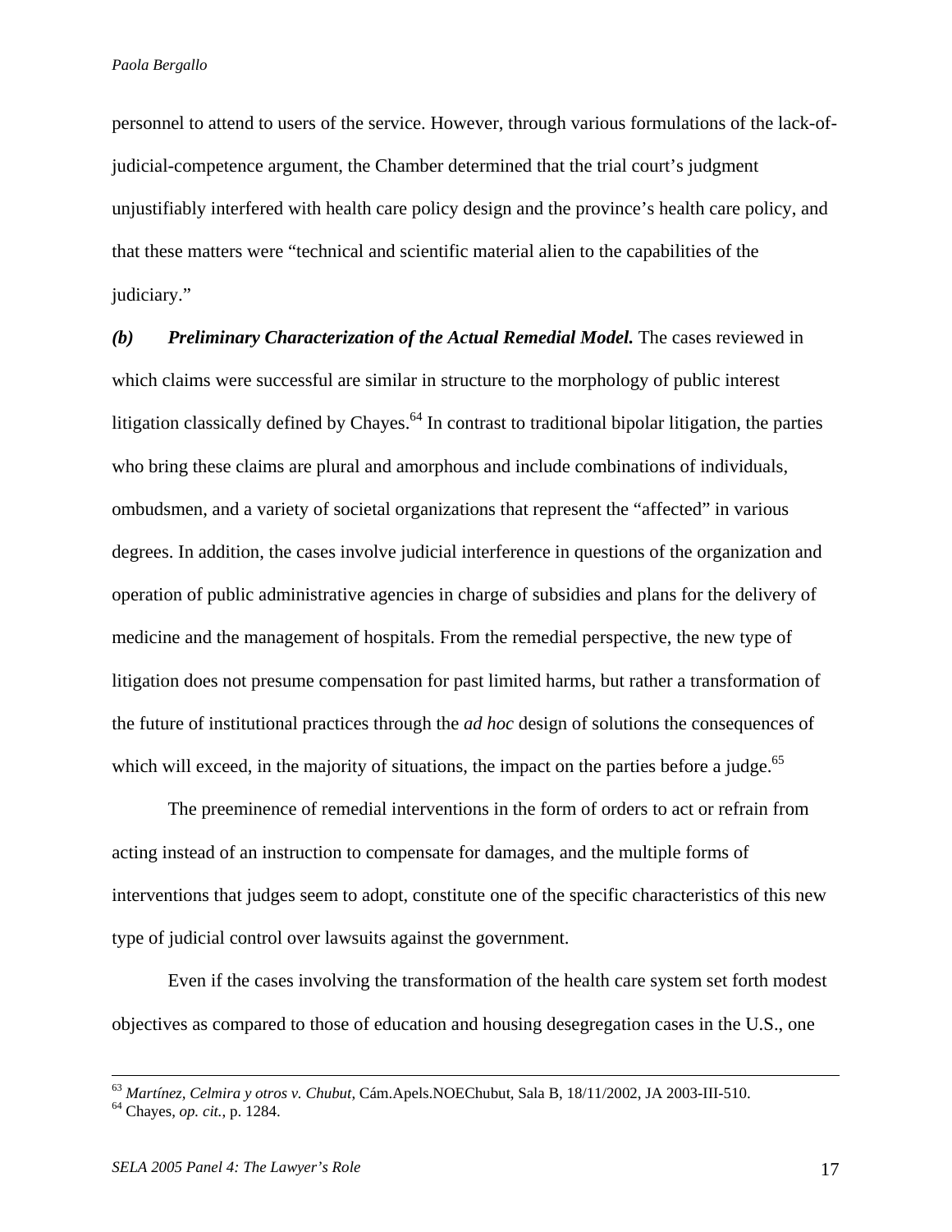personnel to attend to users of the service. However, through various formulations of the lack-of-judicial-competence argument, the Chamber determined that the trial court's judgment unjustifiably interfered with health care policy design and the province's health care policy, and that these matters were "technical and scientific material alien to the capabilities of the judiciary."

***(b) Preliminary Characterization of the Actual Remedial Model.*** The cases reviewed in which claims were successful are similar in structure to the morphology of public interest litigation classically defined by Chayes.[64] In contrast to traditional bipolar litigation, the parties who bring these claims are plural and amorphous and include combinations of individuals, ombudsmen, and a variety of societal organizations that represent the "affected" in various degrees. In addition, the cases involve judicial interference in questions of the organization and operation of public administrative agencies in charge of subsidies and plans for the delivery of medicine and the management of hospitals. From the remedial perspective, the new type of litigation does not presume compensation for past limited harms, but rather a transformation of the future of institutional practices through the *ad hoc* design of solutions the consequences of which will exceed, in the majority of situations, the impact on the parties before a judge.[65]

The preeminence of remedial interventions in the form of orders to act or refrain from acting instead of an instruction to compensate for damages, and the multiple forms of interventions that judges seem to adopt, constitute one of the specific characteristics of this new type of judicial control over lawsuits against the government.

Even if the cases involving the transformation of the health care system set forth modest objectives as compared to those of education and housing desegregation cases in the U.S., one

---

[63] *Martínez, Celmira y otros v. Chubut*, Cám.Apels.NOEChubut, Sala B, 18/11/2002, JA 2003-III-510.

[64] Chayes, *op. cit.*, p. 1284.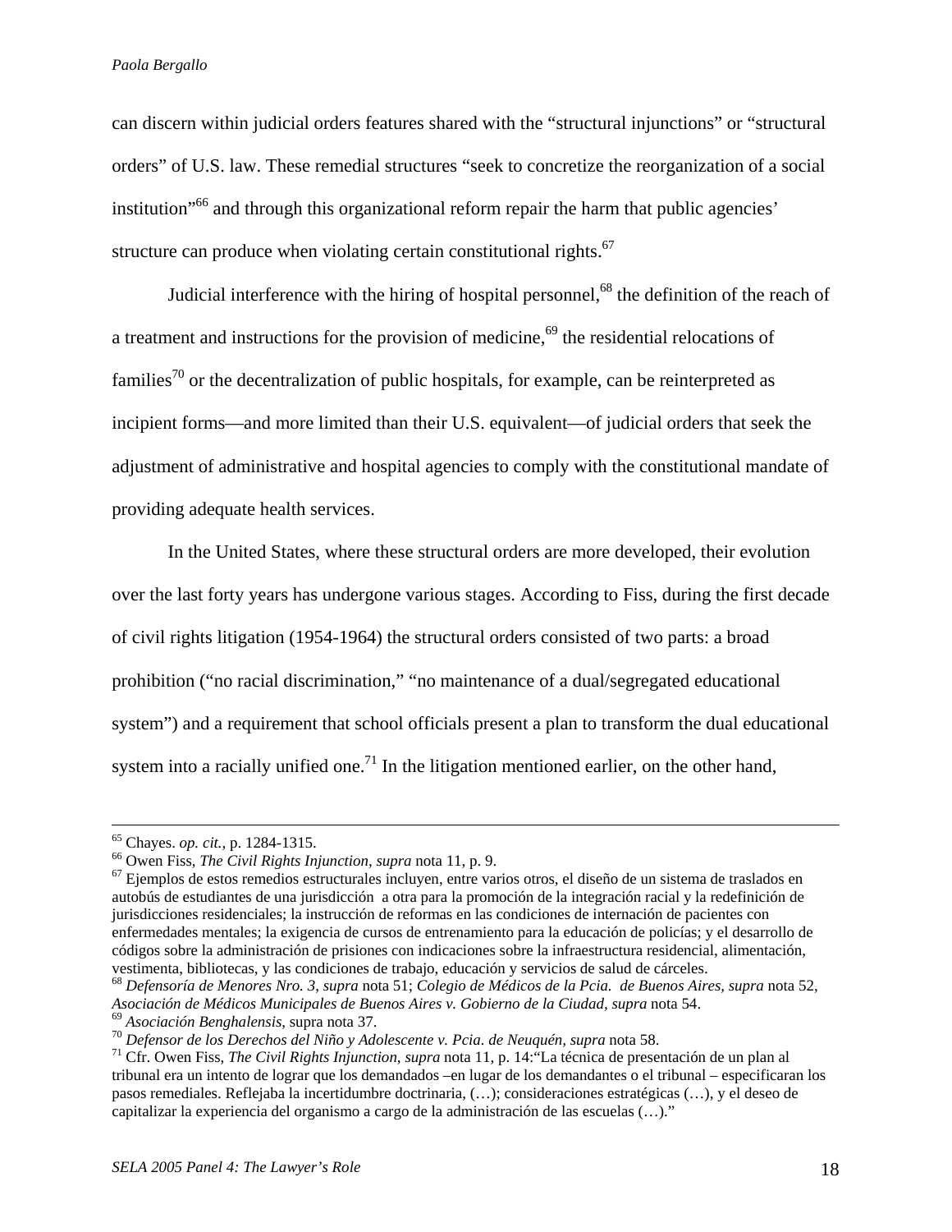can discern within judicial orders features shared with the "structural injunctions" or "structural orders" of U.S. law. These remedial structures "seek to concretize the reorganization of a social institution"[66] and through this organizational reform repair the harm that public agencies' structure can produce when violating certain constitutional rights.[67]

Judicial interference with the hiring of hospital personnel,[68] the definition of the reach of a treatment and instructions for the provision of medicine,[69] the residential relocations of families[70] or the decentralization of public hospitals, for example, can be reinterpreted as incipient forms—and more limited than their U.S. equivalent—of judicial orders that seek the adjustment of administrative and hospital agencies to comply with the constitutional mandate of providing adequate health services.

In the United States, where these structural orders are more developed, their evolution over the last forty years has undergone various stages. According to Fiss, during the first decade of civil rights litigation (1954-1964) the structural orders consisted of two parts: a broad prohibition ("no racial discrimination," "no maintenance of a dual/segregated educational system") and a requirement that school officials present a plan to transform the dual educational system into a racially unified one.[71] In the litigation mentioned earlier, on the other hand,

---

[65] Chayes. *op. cit.,* p. 1284-1315.

[66] Owen Fiss, *The Civil Rights Injunction*, *supra* nota 11, p. 9.

[67] Ejemplos de estos remedios estructurales incluyen, entre varios otros, el diseño de un sistema de traslados en autobús de estudiantes de una jurisdicción a otra para la promoción de la integración racial y la redefinición de jurisdicciones residenciales; la instrucción de reformas en las condiciones de internación de pacientes con enfermedades mentales; la exigencia de cursos de entrenamiento para la educación de policías; y el desarrollo de códigos sobre la administración de prisiones con indicaciones sobre la infraestructura residencial, alimentación, vestimenta, bibliotecas, y las condiciones de trabajo, educación y servicios de salud de cárceles.

[68] *Defensoría de Menores Nro. 3*, *supra* nota 51; *Colegio de Médicos de la Pcia. de Buenos Aires*, *supra* nota 52, *Asociación de Médicos Municipales de Buenos Aires v. Gobierno de la Ciudad*, *supra* nota 54.

[69] *Asociación Benghalensis*, supra nota 37.

[70] *Defensor de los Derechos del Niño y Adolescente v. Pcia. de Neuquén*, *supra* nota 58.

[71] Cfr. Owen Fiss, *The Civil Rights Injunction*, *supra* nota 11, p. 14:"La técnica de presentación de un plan al tribunal era un intento de lograr que los demandados –en lugar de los demandantes o el tribunal – especificaran los pasos remediales. Reflejaba la incertidumbre doctrinaria, (…); consideraciones estratégicas (…), y el deseo de capitalizar la experiencia del organismo a cargo de la administración de las escuelas (…)."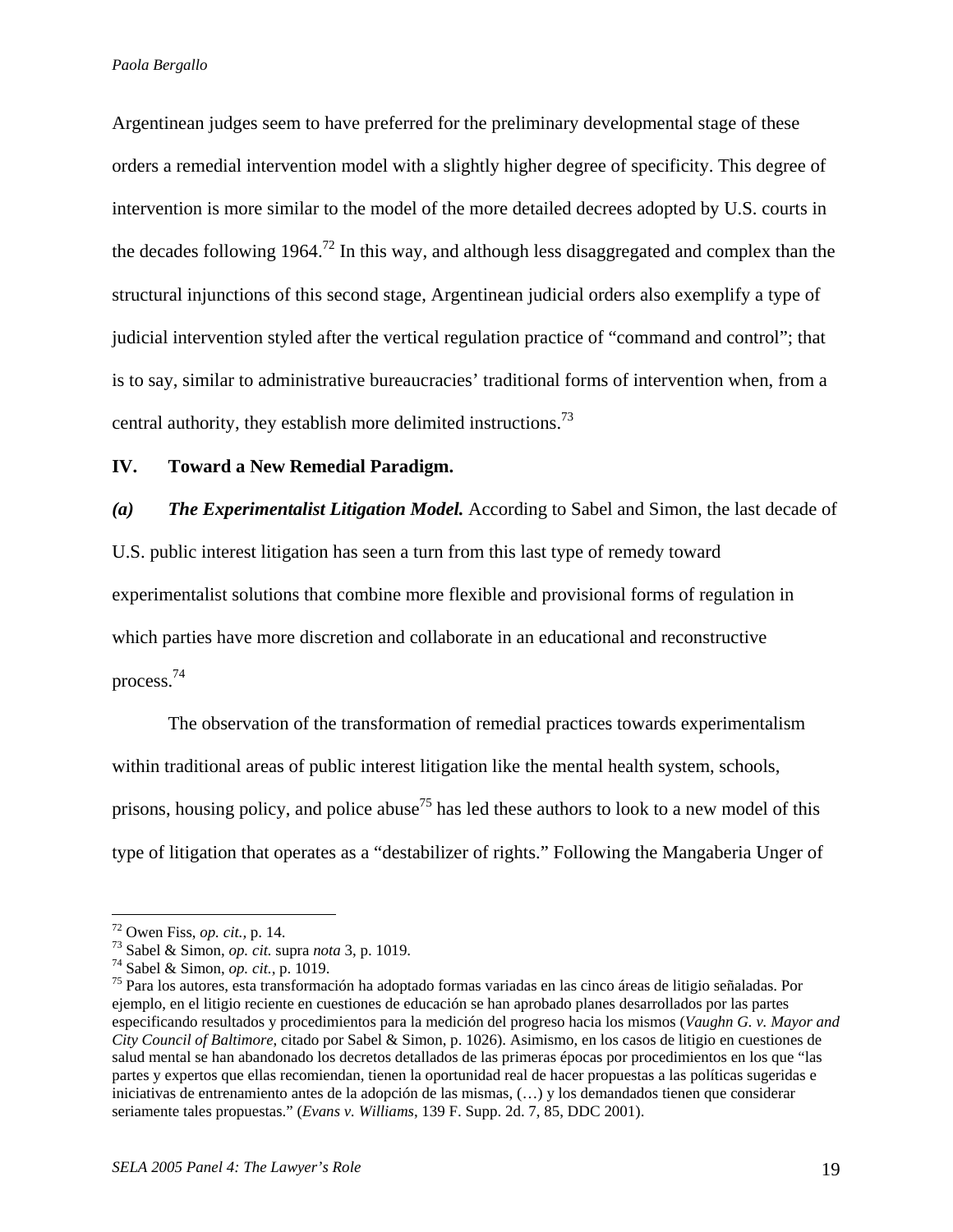Argentinean judges seem to have preferred for the preliminary developmental stage of these orders a remedial intervention model with a slightly higher degree of specificity. This degree of intervention is more similar to the model of the more detailed decrees adopted by U.S. courts in the decades following 1964.[72] In this way, and although less disaggregated and complex than the structural injunctions of this second stage, Argentinean judicial orders also exemplify a type of judicial intervention styled after the vertical regulation practice of "command and control"; that is to say, similar to administrative bureaucracies' traditional forms of intervention when, from a central authority, they establish more delimited instructions.[73]

## IV. Toward a New Remedial Paradigm.

***(a) The Experimentalist Litigation Model.*** According to Sabel and Simon, the last decade of U.S. public interest litigation has seen a turn from this last type of remedy toward experimentalist solutions that combine more flexible and provisional forms of regulation in which parties have more discretion and collaborate in an educational and reconstructive process.[74]

The observation of the transformation of remedial practices towards experimentalism within traditional areas of public interest litigation like the mental health system, schools, prisons, housing policy, and police abuse[75] has led these authors to look to a new model of this type of litigation that operates as a "destabilizer of rights." Following the Mangaberia Unger of

---

[72] Owen Fiss, *op. cit.*, p. 14.

[73] Sabel & Simon, *op. cit.* supra *nota* 3, p. 1019.

[74] Sabel & Simon, *op. cit.*, p. 1019.

[75] Para los autores, esta transformación ha adoptado formas variadas en las cinco áreas de litigio señaladas. Por ejemplo, en el litigio reciente en cuestiones de educación se han aprobado planes desarrollados por las partes especificando resultados y procedimientos para la medición del progreso hacia los mismos (*Vaughn G. v. Mayor and City Council of Baltimore*, citado por Sabel & Simon, p. 1026). Asimismo, en los casos de litigio en cuestiones de salud mental se han abandonado los decretos detallados de las primeras épocas por procedimientos en los que "las partes y expertos que ellas recomiendan, tienen la oportunidad real de hacer propuestas a las políticas sugeridas e iniciativas de entrenamiento antes de la adopción de las mismas, (…) y los demandados tienen que considerar seriamente tales propuestas." (*Evans v. Williams*, 139 F. Supp. 2d. 7, 85, DDC 2001).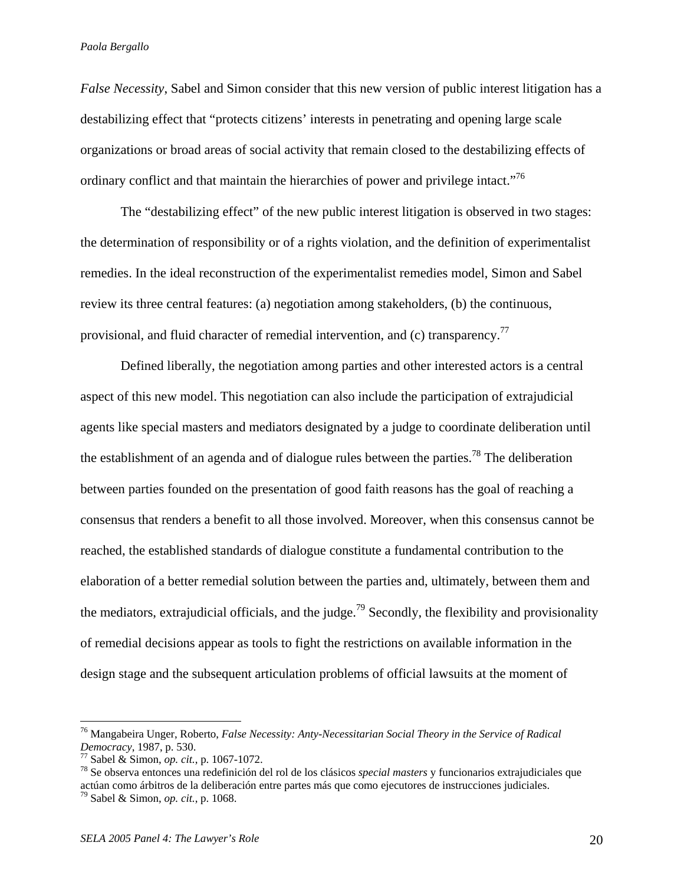*False Necessity*, Sabel and Simon consider that this new version of public interest litigation has a destabilizing effect that "protects citizens' interests in penetrating and opening large scale organizations or broad areas of social activity that remain closed to the destabilizing effects of ordinary conflict and that maintain the hierarchies of power and privilege intact."[76]

The "destabilizing effect" of the new public interest litigation is observed in two stages: the determination of responsibility or of a rights violation, and the definition of experimentalist remedies. In the ideal reconstruction of the experimentalist remedies model, Simon and Sabel review its three central features: (a) negotiation among stakeholders, (b) the continuous, provisional, and fluid character of remedial intervention, and (c) transparency.[77]

Defined liberally, the negotiation among parties and other interested actors is a central aspect of this new model. This negotiation can also include the participation of extrajudicial agents like special masters and mediators designated by a judge to coordinate deliberation until the establishment of an agenda and of dialogue rules between the parties.[78] The deliberation between parties founded on the presentation of good faith reasons has the goal of reaching a consensus that renders a benefit to all those involved. Moreover, when this consensus cannot be reached, the established standards of dialogue constitute a fundamental contribution to the elaboration of a better remedial solution between the parties and, ultimately, between them and the mediators, extrajudicial officials, and the judge.[79] Secondly, the flexibility and provisionality of remedial decisions appear as tools to fight the restrictions on available information in the design stage and the subsequent articulation problems of official lawsuits at the moment of

---

[76] Mangabeira Unger, Roberto, *False Necessity: Anty-Necessitarian Social Theory in the Service of Radical Democracy*, 1987, p. 530.

[77] Sabel & Simon, *op. cit.*, p. 1067-1072.

[78] Se observa entonces una redefinición del rol de los clásicos *special masters* y funcionarios extrajudiciales que actúan como árbitros de la deliberación entre partes más que como ejecutores de instrucciones judiciales.

[79] Sabel & Simon, *op. cit.*, p. 1068.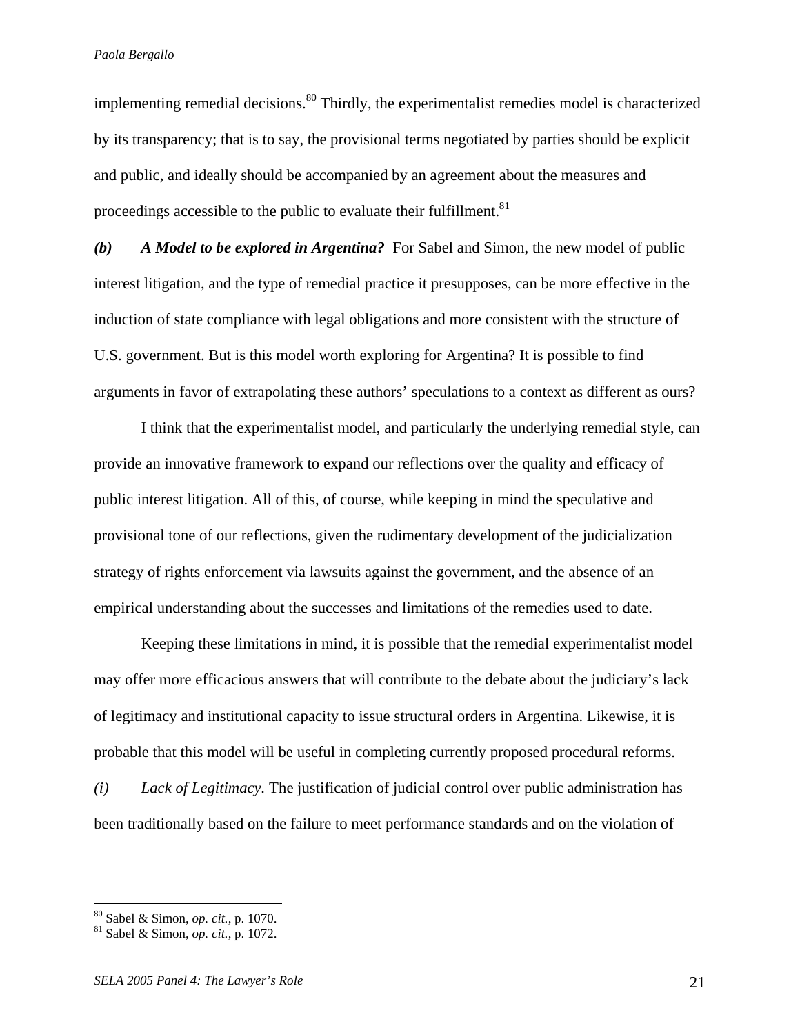implementing remedial decisions.[80] Thirdly, the experimentalist remedies model is characterized by its transparency; that is to say, the provisional terms negotiated by parties should be explicit and public, and ideally should be accompanied by an agreement about the measures and proceedings accessible to the public to evaluate their fulfillment.[81]

***(b) A Model to be explored in Argentina?*** For Sabel and Simon, the new model of public interest litigation, and the type of remedial practice it presupposes, can be more effective in the induction of state compliance with legal obligations and more consistent with the structure of U.S. government. But is this model worth exploring for Argentina? It is possible to find arguments in favor of extrapolating these authors' speculations to a context as different as ours?

I think that the experimentalist model, and particularly the underlying remedial style, can provide an innovative framework to expand our reflections over the quality and efficacy of public interest litigation. All of this, of course, while keeping in mind the speculative and provisional tone of our reflections, given the rudimentary development of the judicialization strategy of rights enforcement via lawsuits against the government, and the absence of an empirical understanding about the successes and limitations of the remedies used to date.

Keeping these limitations in mind, it is possible that the remedial experimentalist model may offer more efficacious answers that will contribute to the debate about the judiciary's lack of legitimacy and institutional capacity to issue structural orders in Argentina. Likewise, it is probable that this model will be useful in completing currently proposed procedural reforms.

*(i) Lack of Legitimacy.* The justification of judicial control over public administration has been traditionally based on the failure to meet performance standards and on the violation of

---

[80] Sabel & Simon, *op. cit.*, p. 1070.
[81] Sabel & Simon, *op. cit.*, p. 1072.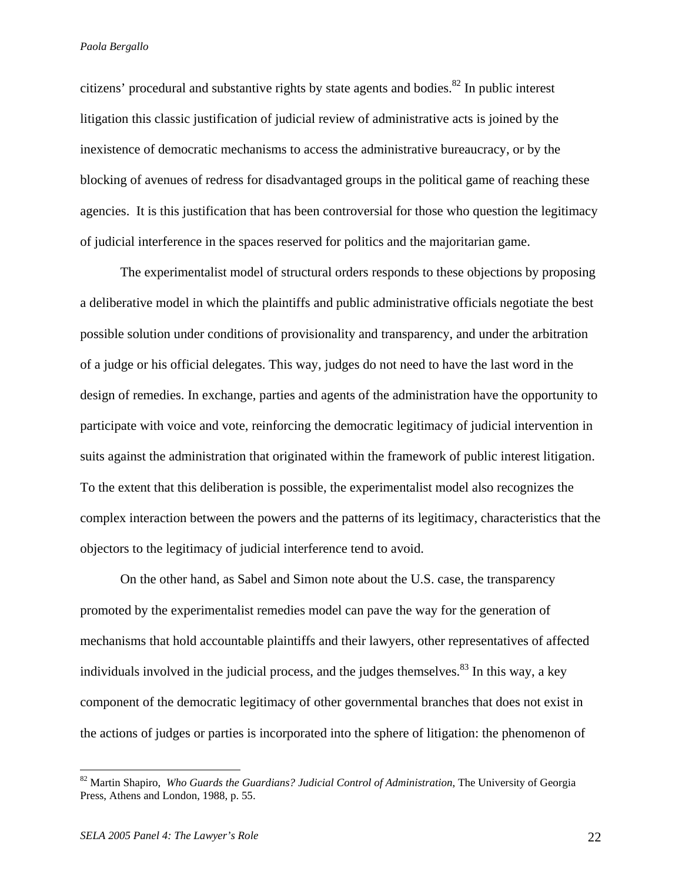citizens' procedural and substantive rights by state agents and bodies.[82] In public interest litigation this classic justification of judicial review of administrative acts is joined by the inexistence of democratic mechanisms to access the administrative bureaucracy, or by the blocking of avenues of redress for disadvantaged groups in the political game of reaching these agencies. It is this justification that has been controversial for those who question the legitimacy of judicial interference in the spaces reserved for politics and the majoritarian game.

The experimentalist model of structural orders responds to these objections by proposing a deliberative model in which the plaintiffs and public administrative officials negotiate the best possible solution under conditions of provisionality and transparency, and under the arbitration of a judge or his official delegates. This way, judges do not need to have the last word in the design of remedies. In exchange, parties and agents of the administration have the opportunity to participate with voice and vote, reinforcing the democratic legitimacy of judicial intervention in suits against the administration that originated within the framework of public interest litigation. To the extent that this deliberation is possible, the experimentalist model also recognizes the complex interaction between the powers and the patterns of its legitimacy, characteristics that the objectors to the legitimacy of judicial interference tend to avoid.

On the other hand, as Sabel and Simon note about the U.S. case, the transparency promoted by the experimentalist remedies model can pave the way for the generation of mechanisms that hold accountable plaintiffs and their lawyers, other representatives of affected individuals involved in the judicial process, and the judges themselves.[83] In this way, a key component of the democratic legitimacy of other governmental branches that does not exist in the actions of judges or parties is incorporated into the sphere of litigation: the phenomenon of

---

[82] Martin Shapiro, *Who Guards the Guardians? Judicial Control of Administration,* The University of Georgia Press, Athens and London, 1988, p. 55.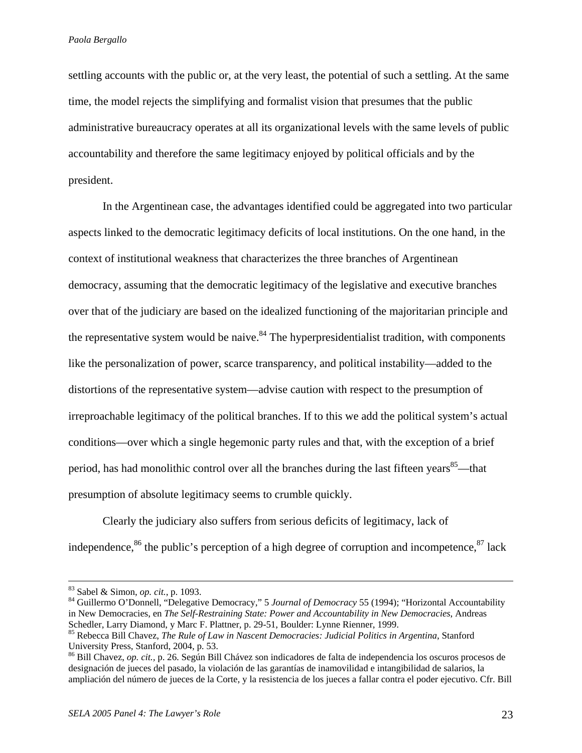settling accounts with the public or, at the very least, the potential of such a settling. At the same time, the model rejects the simplifying and formalist vision that presumes that the public administrative bureaucracy operates at all its organizational levels with the same levels of public accountability and therefore the same legitimacy enjoyed by political officials and by the president.

In the Argentinean case, the advantages identified could be aggregated into two particular aspects linked to the democratic legitimacy deficits of local institutions. On the one hand, in the context of institutional weakness that characterizes the three branches of Argentinean democracy, assuming that the democratic legitimacy of the legislative and executive branches over that of the judiciary are based on the idealized functioning of the majoritarian principle and the representative system would be naive.[84] The hyperpresidentialist tradition, with components like the personalization of power, scarce transparency, and political instability—added to the distortions of the representative system—advise caution with respect to the presumption of irreproachable legitimacy of the political branches. If to this we add the political system's actual conditions—over which a single hegemonic party rules and that, with the exception of a brief period, has had monolithic control over all the branches during the last fifteen years[85]—that presumption of absolute legitimacy seems to crumble quickly.

Clearly the judiciary also suffers from serious deficits of legitimacy, lack of independence,[86] the public's perception of a high degree of corruption and incompetence,[87] lack

---

[83] Sabel & Simon, *op. cit.*, p. 1093.

[84] Guillermo O'Donnell, "Delegative Democracy," 5 *Journal of Democracy* 55 (1994); "Horizontal Accountability in New Democracies, en *The Self-Restraining State: Power and Accountability in New Democracies*, Andreas Schedler, Larry Diamond, y Marc F. Plattner, p. 29-51, Boulder: Lynne Rienner, 1999.

[85] Rebecca Bill Chavez, *The Rule of Law in Nascent Democracies: Judicial Politics in Argentina*, Stanford University Press, Stanford, 2004, p. 53.

[86] Bill Chavez, *op. cit.*, p. 26. Según Bill Chávez son indicadores de falta de independencia los oscuros procesos de designación de jueces del pasado, la violación de las garantías de inamovilidad e intangibilidad de salarios, la ampliación del número de jueces de la Corte, y la resistencia de los jueces a fallar contra el poder ejecutivo. Cfr. Bill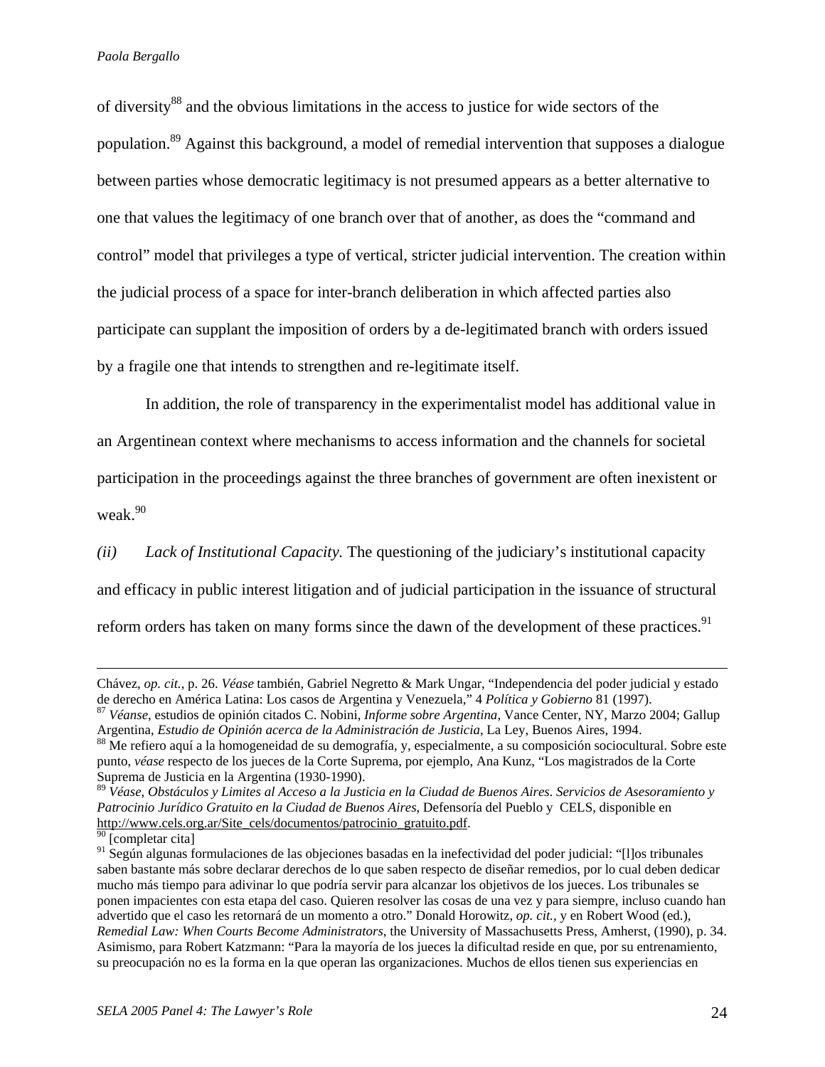of diversity[88] and the obvious limitations in the access to justice for wide sectors of the population.[89] Against this background, a model of remedial intervention that supposes a dialogue between parties whose democratic legitimacy is not presumed appears as a better alternative to one that values the legitimacy of one branch over that of another, as does the "command and control" model that privileges a type of vertical, stricter judicial intervention. The creation within the judicial process of a space for inter-branch deliberation in which affected parties also participate can supplant the imposition of orders by a de-legitimated branch with orders issued by a fragile one that intends to strengthen and re-legitimate itself.

In addition, the role of transparency in the experimentalist model has additional value in an Argentinean context where mechanisms to access information and the channels for societal participation in the proceedings against the three branches of government are often inexistent or weak.[90]

*(ii) Lack of Institutional Capacity.* The questioning of the judiciary's institutional capacity and efficacy in public interest litigation and of judicial participation in the issuance of structural reform orders has taken on many forms since the dawn of the development of these practices.[91]

---

Chávez, *op. cit.*, p. 26. *Véase* también, Gabriel Negretto & Mark Ungar, "Independencia del poder judicial y estado de derecho en América Latina: Los casos de Argentina y Venezuela," 4 *Política y Gobierno* 81 (1997).

[87] *Véanse*, estudios de opinión citados C. Nobini, *Informe sobre Argentina*, Vance Center, NY, Marzo 2004; Gallup Argentina, *Estudio de Opinión acerca de la Administración de Justicia*, La Ley, Buenos Aires, 1994.

[88] Me refiero aquí a la homogeneidad de su demografía, y, especialmente, a su composición sociocultural. Sobre este punto, *véase* respecto de los jueces de la Corte Suprema, por ejemplo, Ana Kunz, "Los magistrados de la Corte Suprema de Justicia en la Argentina (1930-1990).

[89] *Véase, Obstáculos y Limites al Acceso a la Justicia en la Ciudad de Buenos Aires. Servicios de Asesoramiento y Patrocinio Jurídico Gratuito en la Ciudad de Buenos Aires*, Defensoría del Pueblo y CELS, disponible en http://www.cels.org.ar/Site_cels/documentos/patrocinio_gratuito.pdf.

[90] [completar cita]

[91] Según algunas formulaciones de las objeciones basadas en la inefectividad del poder judicial: "[l]os tribunales saben bastante más sobre declarar derechos de lo que saben respecto de diseñar remedios, por lo cual deben dedicar mucho más tiempo para adivinar lo que podría servir para alcanzar los objetivos de los jueces. Los tribunales se ponen impacientes con esta etapa del caso. Quieren resolver las cosas de una vez y para siempre, incluso cuando han advertido que el caso les retornará de un momento a otro." Donald Horowitz, *op. cit.*, y en Robert Wood (ed.), *Remedial Law: When Courts Become Administrators*, the University of Massachusetts Press, Amherst, (1990), p. 34. Asimismo, para Robert Katzmann: "Para la mayoría de los jueces la dificultad reside en que, por su entrenamiento, su preocupación no es la forma en la que operan las organizaciones. Muchos de ellos tienen sus experiencias en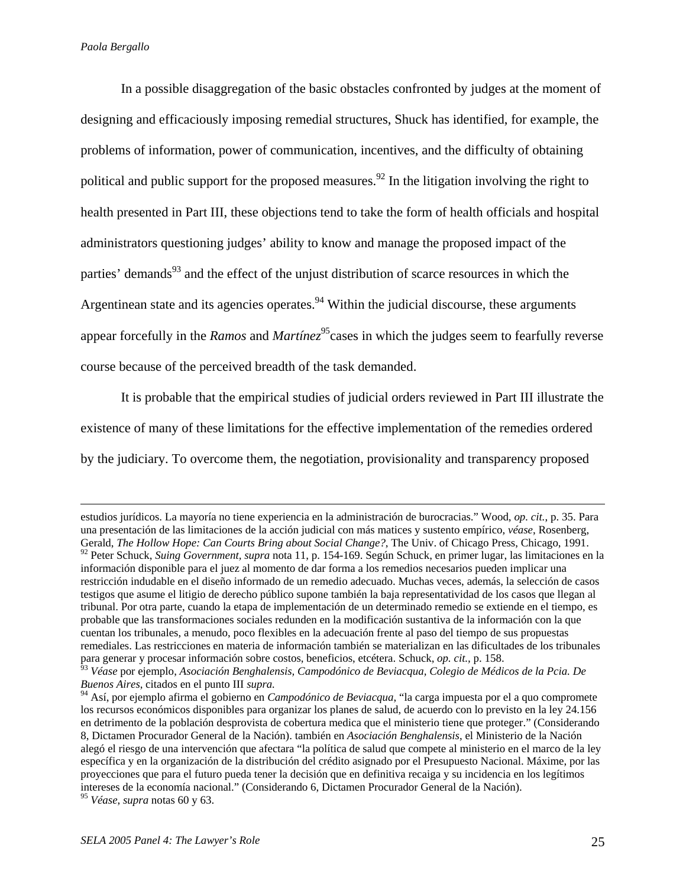In a possible disaggregation of the basic obstacles confronted by judges at the moment of designing and efficaciously imposing remedial structures, Shuck has identified, for example, the problems of information, power of communication, incentives, and the difficulty of obtaining political and public support for the proposed measures.[92] In the litigation involving the right to health presented in Part III, these objections tend to take the form of health officials and hospital administrators questioning judges' ability to know and manage the proposed impact of the parties' demands[93] and the effect of the unjust distribution of scarce resources in which the Argentinean state and its agencies operates.[94] Within the judicial discourse, these arguments appear forcefully in the *Ramos* and *Martínez*[95]cases in which the judges seem to fearfully reverse course because of the perceived breadth of the task demanded.

It is probable that the empirical studies of judicial orders reviewed in Part III illustrate the existence of many of these limitations for the effective implementation of the remedies ordered by the judiciary. To overcome them, the negotiation, provisionality and transparency proposed

---

estudios jurídicos. La mayoría no tiene experiencia en la administración de burocracias." Wood, *op. cit.*, p. 35. Para una presentación de las limitaciones de la acción judicial con más matices y sustento empírico, *véase*, Rosenberg, Gerald, *The Hollow Hope: Can Courts Bring about Social Change?*, The Univ. of Chicago Press, Chicago, 1991.

[92] Peter Schuck, *Suing Government, supra* nota 11, p. 154-169. Según Schuck, en primer lugar, las limitaciones en la información disponible para el juez al momento de dar forma a los remedios necesarios pueden implicar una restricción indudable en el diseño informado de un remedio adecuado. Muchas veces, además, la selección de casos testigos que asume el litigio de derecho público supone también la baja representatividad de los casos que llegan al tribunal. Por otra parte, cuando la etapa de implementación de un determinado remedio se extiende en el tiempo, es probable que las transformaciones sociales redunden en la modificación sustantiva de la información con la que cuentan los tribunales, a menudo, poco flexibles en la adecuación frente al paso del tiempo de sus propuestas remediales. Las restricciones en materia de información también se materializan en las dificultades de los tribunales para generar y procesar información sobre costos, beneficios, etcétera. Schuck, *op. cit.*, p. 158.

[93] *Véase* por ejemplo, *Asociación Benghalensis, Campodónico de Beviacqua, Colegio de Médicos de la Pcia. De Buenos Aires*, citados en el punto III *supra.*

[94] Así, por ejemplo afirma el gobierno en *Campodónico de Beviacqua*, "la carga impuesta por el a quo compromete los recursos económicos disponibles para organizar los planes de salud, de acuerdo con lo previsto en la ley 24.156 en detrimento de la población desprovista de cobertura medica que el ministerio tiene que proteger." (Considerando 8, Dictamen Procurador General de la Nación). también en *Asociación Benghalensis*, el Ministerio de la Nación alegó el riesgo de una intervención que afectara "la política de salud que compete al ministerio en el marco de la ley específica y en la organización de la distribución del crédito asignado por el Presupuesto Nacional. Máxime, por las proyecciones que para el futuro pueda tener la decisión que en definitiva recaiga y su incidencia en los legítimos intereses de la economía nacional." (Considerando 6, Dictamen Procurador General de la Nación).

[95] *Véase, supra* notas 60 y 63.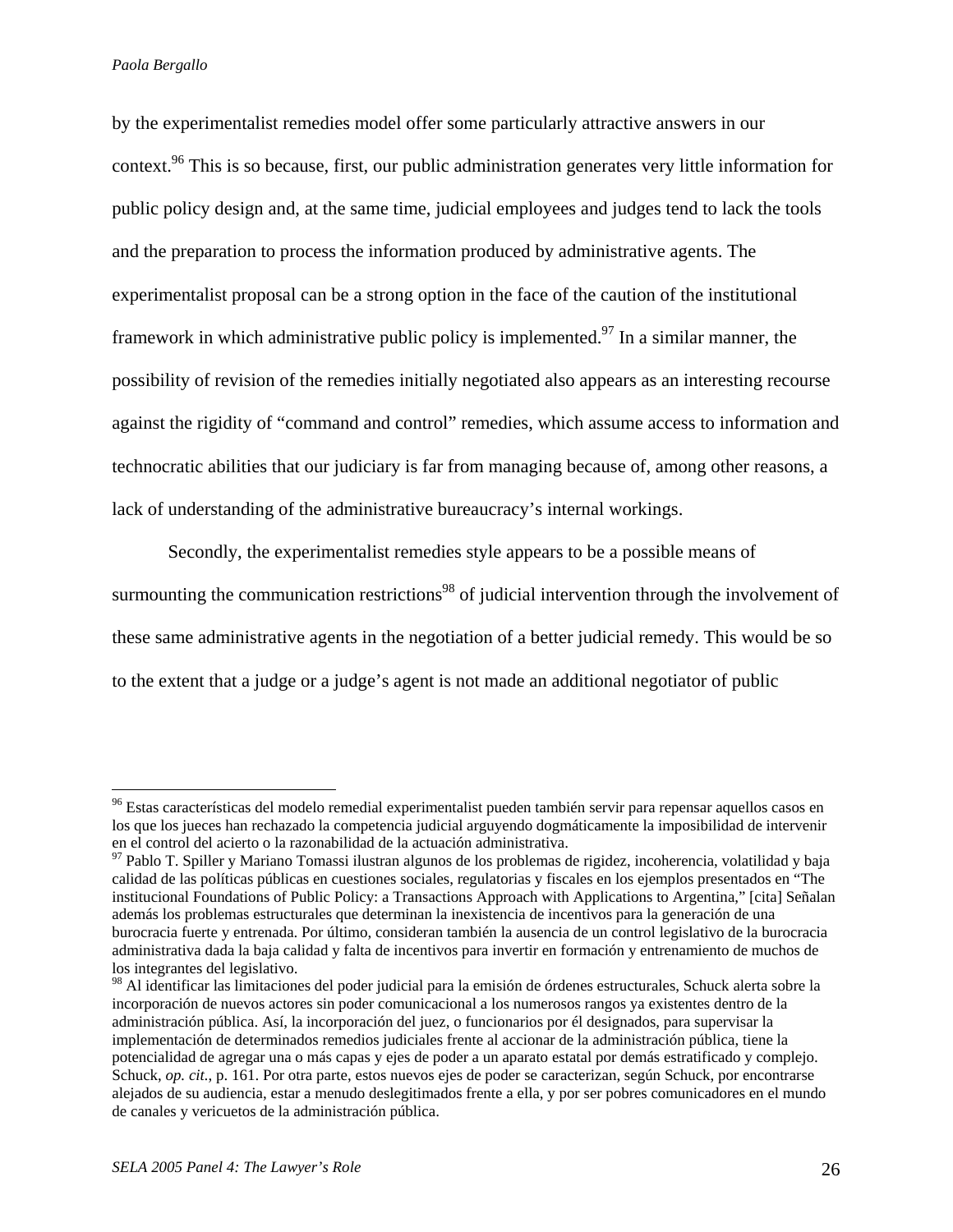by the experimentalist remedies model offer some particularly attractive answers in our context.[96] This is so because, first, our public administration generates very little information for public policy design and, at the same time, judicial employees and judges tend to lack the tools and the preparation to process the information produced by administrative agents. The experimentalist proposal can be a strong option in the face of the caution of the institutional framework in which administrative public policy is implemented.[97] In a similar manner, the possibility of revision of the remedies initially negotiated also appears as an interesting recourse against the rigidity of "command and control" remedies, which assume access to information and technocratic abilities that our judiciary is far from managing because of, among other reasons, a lack of understanding of the administrative bureaucracy's internal workings.

Secondly, the experimentalist remedies style appears to be a possible means of surmounting the communication restrictions[98] of judicial intervention through the involvement of these same administrative agents in the negotiation of a better judicial remedy. This would be so to the extent that a judge or a judge's agent is not made an additional negotiator of public

---

[96] Estas características del modelo remedial experimentalist pueden también servir para repensar aquellos casos en los que los jueces han rechazado la competencia judicial arguyendo dogmáticamente la imposibilidad de intervenir en el control del acierto o la razonabilidad de la actuación administrativa.

[97] Pablo T. Spiller y Mariano Tomassi ilustran algunos de los problemas de rigidez, incoherencia, volatilidad y baja calidad de las políticas públicas en cuestiones sociales, regulatorias y fiscales en los ejemplos presentados en "The institucional Foundations of Public Policy: a Transactions Approach with Applications to Argentina," [cita] Señalan además los problemas estructurales que determinan la inexistencia de incentivos para la generación de una burocracia fuerte y entrenada. Por último, consideran también la ausencia de un control legislativo de la burocracia administrativa dada la baja calidad y falta de incentivos para invertir en formación y entrenamiento de muchos de los integrantes del legislativo.

[98] Al identificar las limitaciones del poder judicial para la emisión de órdenes estructurales, Schuck alerta sobre la incorporación de nuevos actores sin poder comunicacional a los numerosos rangos ya existentes dentro de la administración pública. Así, la incorporación del juez, o funcionarios por él designados, para supervisar la implementación de determinados remedios judiciales frente al accionar de la administración pública, tiene la potencialidad de agregar una o más capas y ejes de poder a un aparato estatal por demás estratificado y complejo. Schuck, *op. cit.*, p. 161. Por otra parte, estos nuevos ejes de poder se caracterizan, según Schuck, por encontrarse alejados de su audiencia, estar a menudo deslegitimados frente a ella, y por ser pobres comunicadores en el mundo de canales y vericuetos de la administración pública.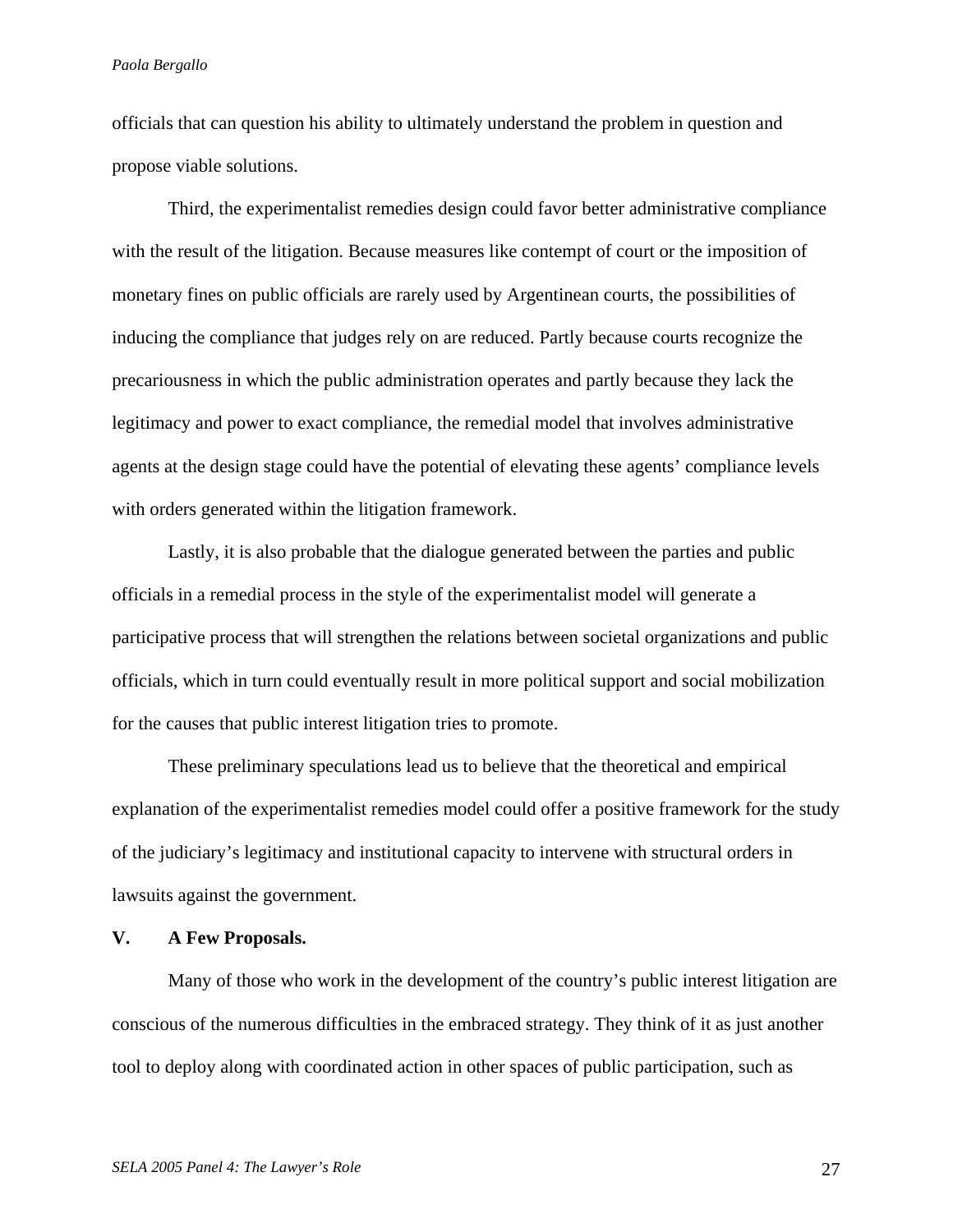officials that can question his ability to ultimately understand the problem in question and propose viable solutions.

Third, the experimentalist remedies design could favor better administrative compliance with the result of the litigation. Because measures like contempt of court or the imposition of monetary fines on public officials are rarely used by Argentinean courts, the possibilities of inducing the compliance that judges rely on are reduced. Partly because courts recognize the precariousness in which the public administration operates and partly because they lack the legitimacy and power to exact compliance, the remedial model that involves administrative agents at the design stage could have the potential of elevating these agents' compliance levels with orders generated within the litigation framework.

Lastly, it is also probable that the dialogue generated between the parties and public officials in a remedial process in the style of the experimentalist model will generate a participative process that will strengthen the relations between societal organizations and public officials, which in turn could eventually result in more political support and social mobilization for the causes that public interest litigation tries to promote.

These preliminary speculations lead us to believe that the theoretical and empirical explanation of the experimentalist remedies model could offer a positive framework for the study of the judiciary's legitimacy and institutional capacity to intervene with structural orders in lawsuits against the government.

## V. A Few Proposals.

Many of those who work in the development of the country's public interest litigation are conscious of the numerous difficulties in the embraced strategy. They think of it as just another tool to deploy along with coordinated action in other spaces of public participation, such as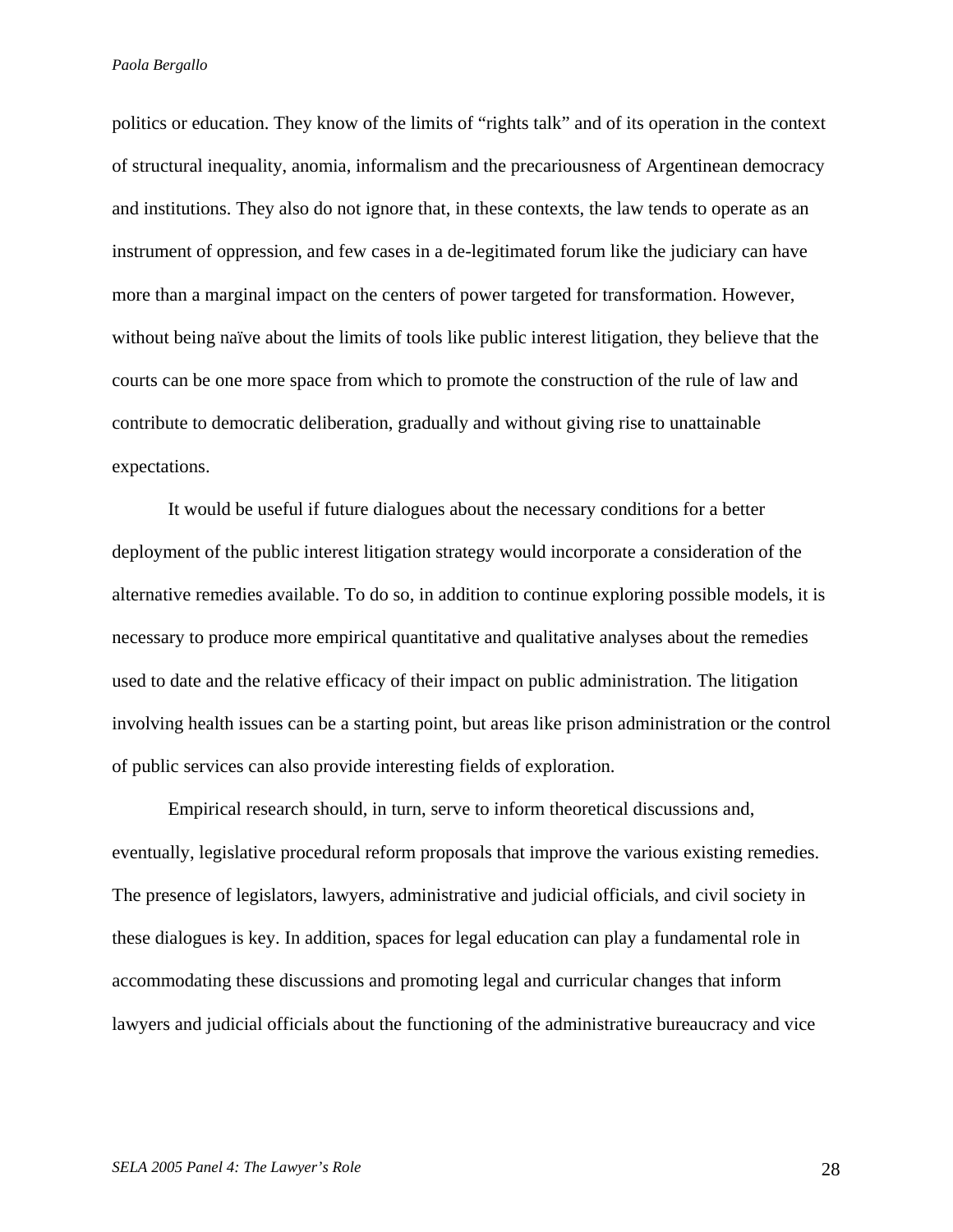politics or education. They know of the limits of "rights talk" and of its operation in the context of structural inequality, anomia, informalism and the precariousness of Argentinean democracy and institutions. They also do not ignore that, in these contexts, the law tends to operate as an instrument of oppression, and few cases in a de-legitimated forum like the judiciary can have more than a marginal impact on the centers of power targeted for transformation. However, without being naïve about the limits of tools like public interest litigation, they believe that the courts can be one more space from which to promote the construction of the rule of law and contribute to democratic deliberation, gradually and without giving rise to unattainable expectations.

It would be useful if future dialogues about the necessary conditions for a better deployment of the public interest litigation strategy would incorporate a consideration of the alternative remedies available. To do so, in addition to continue exploring possible models, it is necessary to produce more empirical quantitative and qualitative analyses about the remedies used to date and the relative efficacy of their impact on public administration. The litigation involving health issues can be a starting point, but areas like prison administration or the control of public services can also provide interesting fields of exploration.

Empirical research should, in turn, serve to inform theoretical discussions and, eventually, legislative procedural reform proposals that improve the various existing remedies. The presence of legislators, lawyers, administrative and judicial officials, and civil society in these dialogues is key. In addition, spaces for legal education can play a fundamental role in accommodating these discussions and promoting legal and curricular changes that inform lawyers and judicial officials about the functioning of the administrative bureaucracy and vice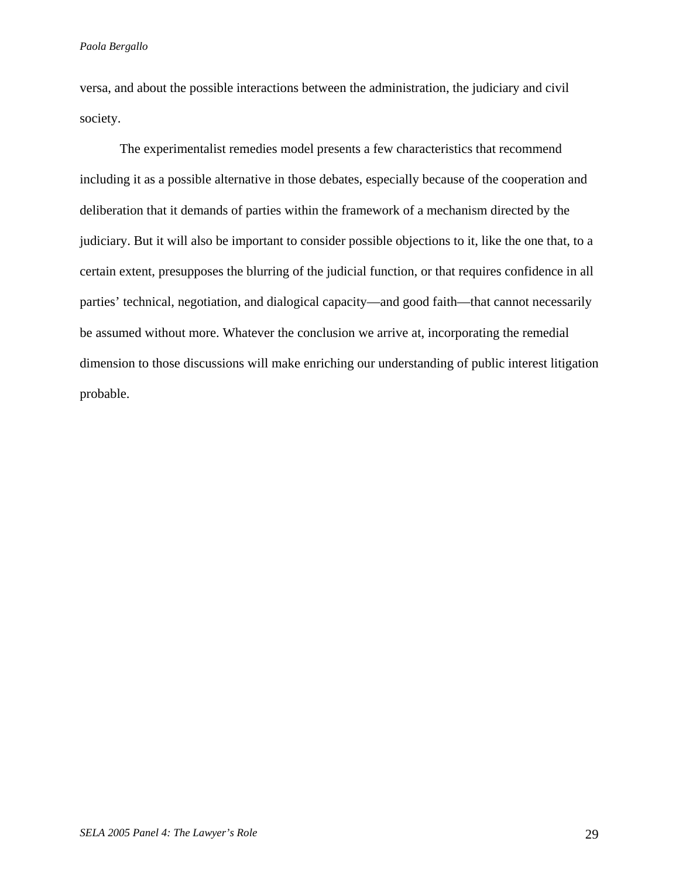versa, and about the possible interactions between the administration, the judiciary and civil society.

The experimentalist remedies model presents a few characteristics that recommend including it as a possible alternative in those debates, especially because of the cooperation and deliberation that it demands of parties within the framework of a mechanism directed by the judiciary. But it will also be important to consider possible objections to it, like the one that, to a certain extent, presupposes the blurring of the judicial function, or that requires confidence in all parties' technical, negotiation, and dialogical capacity—and good faith—that cannot necessarily be assumed without more. Whatever the conclusion we arrive at, incorporating the remedial dimension to those discussions will make enriching our understanding of public interest litigation probable.